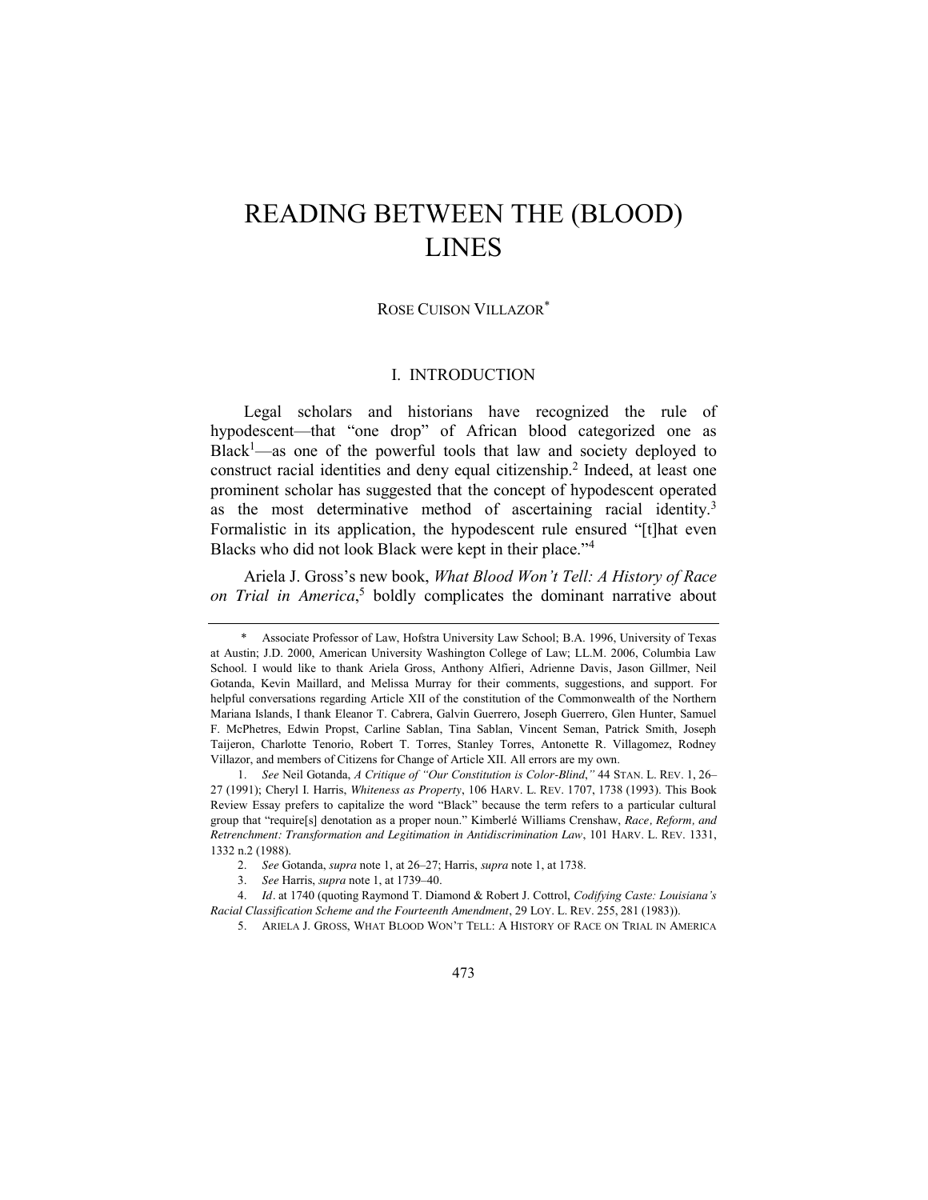# READING BETWEEN THE (BLOOD) LINES

ROSE CUISON VILLAZOR[*]

## I. INTRODUCTION

Legal scholars and historians have recognized the rule of hypodescent—that "one drop" of African blood categorized one as Black[1]—as one of the powerful tools that law and society deployed to construct racial identities and deny equal citizenship.[2] Indeed, at least one prominent scholar has suggested that the concept of hypodescent operated as the most determinative method of ascertaining racial identity.[3] Formalistic in its application, the hypodescent rule ensured "[t]hat even Blacks who did not look Black were kept in their place."[4]

Ariela J. Gross's new book, *What Blood Won't Tell: A History of Race on Trial in America*,[5] boldly complicates the dominant narrative about

---

\* Associate Professor of Law, Hofstra University Law School; B.A. 1996, University of Texas at Austin; J.D. 2000, American University Washington College of Law; LL.M. 2006, Columbia Law School. I would like to thank Ariela Gross, Anthony Alfieri, Adrienne Davis, Jason Gillmer, Neil Gotanda, Kevin Maillard, and Melissa Murray for their comments, suggestions, and support. For helpful conversations regarding Article XII of the constitution of the Commonwealth of the Northern Mariana Islands, I thank Eleanor T. Cabrera, Galvin Guerrero, Joseph Guerrero, Glen Hunter, Samuel F. McPhetres, Edwin Propst, Carline Sablan, Tina Sablan, Vincent Seman, Patrick Smith, Joseph Taijeron, Charlotte Tenorio, Robert T. Torres, Stanley Torres, Antonette R. Villagomez, Rodney Villazor, and members of Citizens for Change of Article XII. All errors are my own.

1. *See* Neil Gotanda, *A Critique of "Our Constitution is Color-Blind*,*"* 44 STAN. L. REV. 1, 26–27 (1991); Cheryl I. Harris, *Whiteness as Property*, 106 HARV. L. REV. 1707, 1738 (1993). This Book Review Essay prefers to capitalize the word "Black" because the term refers to a particular cultural group that "require[s] denotation as a proper noun." Kimberlé Williams Crenshaw, *Race, Reform, and Retrenchment: Transformation and Legitimation in Antidiscrimination Law*, 101 HARV. L. REV. 1331, 1332 n.2 (1988).

2. *See* Gotanda, *supra* note 1, at 26–27; Harris, *supra* note 1, at 1738.

3. *See* Harris, *supra* note 1, at 1739–40.

4. *Id*. at 1740 (quoting Raymond T. Diamond & Robert J. Cottrol, *Codifying Caste: Louisiana's Racial Classification Scheme and the Fourteenth Amendment*, 29 LOY. L. REV. 255, 281 (1983)).

5. ARIELA J. GROSS, WHAT BLOOD WON'T TELL: A HISTORY OF RACE ON TRIAL IN AMERICA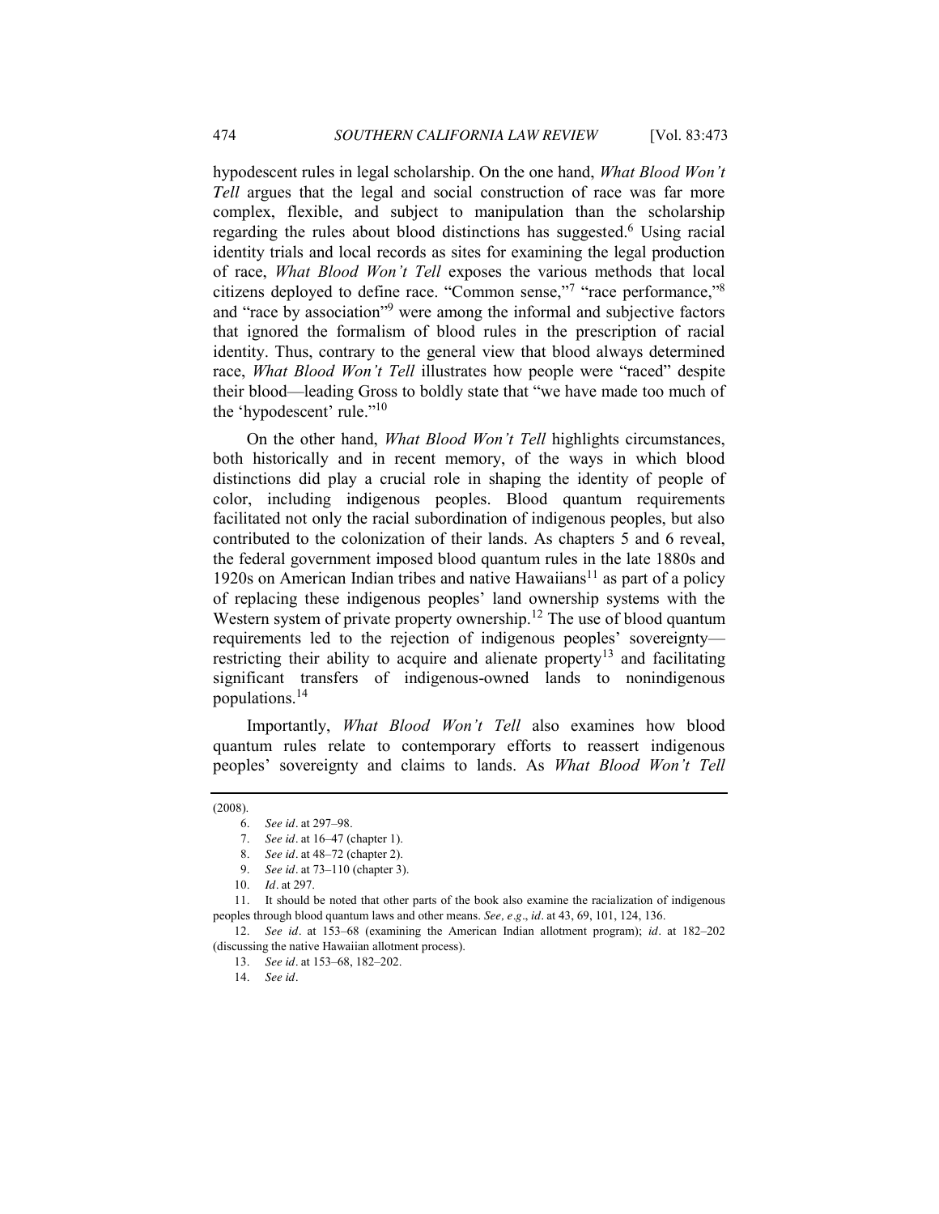hypodescent rules in legal scholarship. On the one hand, *What Blood Won't Tell* argues that the legal and social construction of race was far more complex, flexible, and subject to manipulation than the scholarship regarding the rules about blood distinctions has suggested.[6] Using racial identity trials and local records as sites for examining the legal production of race, *What Blood Won't Tell* exposes the various methods that local citizens deployed to define race. "Common sense,"[7] "race performance,"[8] and "race by association"[9] were among the informal and subjective factors that ignored the formalism of blood rules in the prescription of racial identity. Thus, contrary to the general view that blood always determined race, *What Blood Won't Tell* illustrates how people were "raced" despite their blood—leading Gross to boldly state that "we have made too much of the 'hypodescent' rule."[10]

On the other hand, *What Blood Won't Tell* highlights circumstances, both historically and in recent memory, of the ways in which blood distinctions did play a crucial role in shaping the identity of people of color, including indigenous peoples. Blood quantum requirements facilitated not only the racial subordination of indigenous peoples, but also contributed to the colonization of their lands. As chapters 5 and 6 reveal, the federal government imposed blood quantum rules in the late 1880s and 1920s on American Indian tribes and native Hawaiians[11] as part of a policy of replacing these indigenous peoples' land ownership systems with the Western system of private property ownership.[12] The use of blood quantum requirements led to the rejection of indigenous peoples' sovereignty—restricting their ability to acquire and alienate property[13] and facilitating significant transfers of indigenous-owned lands to nonindigenous populations.[14]

Importantly, *What Blood Won't Tell* also examines how blood quantum rules relate to contemporary efforts to reassert indigenous peoples' sovereignty and claims to lands. As *What Blood Won't Tell*

---

(2008).

6. *See id*. at 297–98.

7. *See id*. at 16–47 (chapter 1).

8. *See id*. at 48–72 (chapter 2).

9. *See id*. at 73–110 (chapter 3).

10. *Id*. at 297.

11. It should be noted that other parts of the book also examine the racialization of indigenous peoples through blood quantum laws and other means. *See, e.g*., *id*. at 43, 69, 101, 124, 136.

12. *See id*. at 153–68 (examining the American Indian allotment program); *id*. at 182–202 (discussing the native Hawaiian allotment process).

13. *See id*. at 153–68, 182–202.

14. *See id*.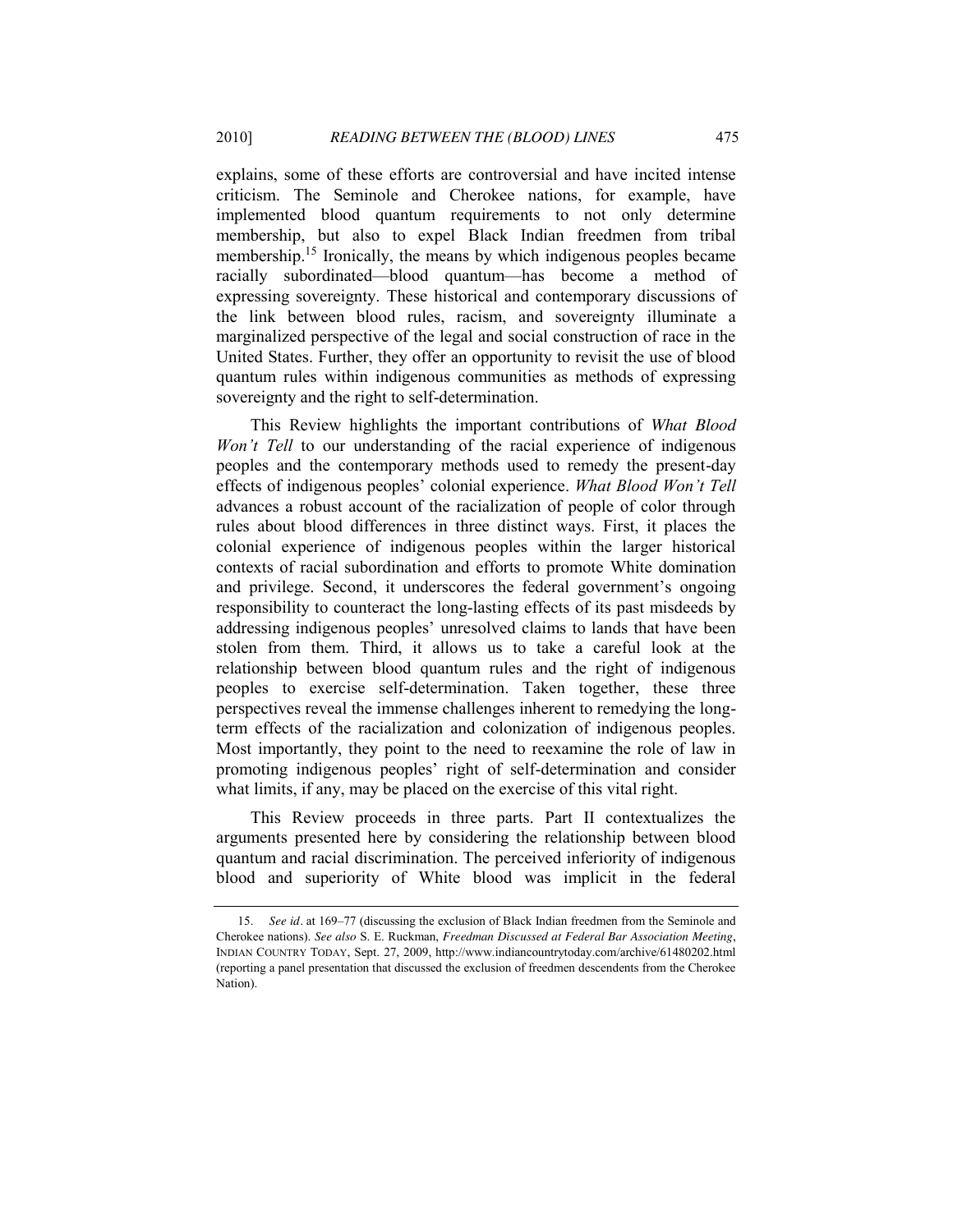explains, some of these efforts are controversial and have incited intense criticism. The Seminole and Cherokee nations, for example, have implemented blood quantum requirements to not only determine membership, but also to expel Black Indian freedmen from tribal membership.[15] Ironically, the means by which indigenous peoples became racially subordinated—blood quantum—has become a method of expressing sovereignty. These historical and contemporary discussions of the link between blood rules, racism, and sovereignty illuminate a marginalized perspective of the legal and social construction of race in the United States. Further, they offer an opportunity to revisit the use of blood quantum rules within indigenous communities as methods of expressing sovereignty and the right to self-determination.

This Review highlights the important contributions of *What Blood Won't Tell* to our understanding of the racial experience of indigenous peoples and the contemporary methods used to remedy the present-day effects of indigenous peoples' colonial experience. *What Blood Won't Tell* advances a robust account of the racialization of people of color through rules about blood differences in three distinct ways. First, it places the colonial experience of indigenous peoples within the larger historical contexts of racial subordination and efforts to promote White domination and privilege. Second, it underscores the federal government's ongoing responsibility to counteract the long-lasting effects of its past misdeeds by addressing indigenous peoples' unresolved claims to lands that have been stolen from them. Third, it allows us to take a careful look at the relationship between blood quantum rules and the right of indigenous peoples to exercise self-determination. Taken together, these three perspectives reveal the immense challenges inherent to remedying the long-term effects of the racialization and colonization of indigenous peoples. Most importantly, they point to the need to reexamine the role of law in promoting indigenous peoples' right of self-determination and consider what limits, if any, may be placed on the exercise of this vital right.

This Review proceeds in three parts. Part II contextualizes the arguments presented here by considering the relationship between blood quantum and racial discrimination. The perceived inferiority of indigenous blood and superiority of White blood was implicit in the federal

---

15. *See id*. at 169–77 (discussing the exclusion of Black Indian freedmen from the Seminole and Cherokee nations). *See also* S. E. Ruckman, *Freedman Discussed at Federal Bar Association Meeting*, INDIAN COUNTRY TODAY, Sept. 27, 2009, http://www.indiancountrytoday.com/archive/61480202.html (reporting a panel presentation that discussed the exclusion of freedmen descendents from the Cherokee Nation).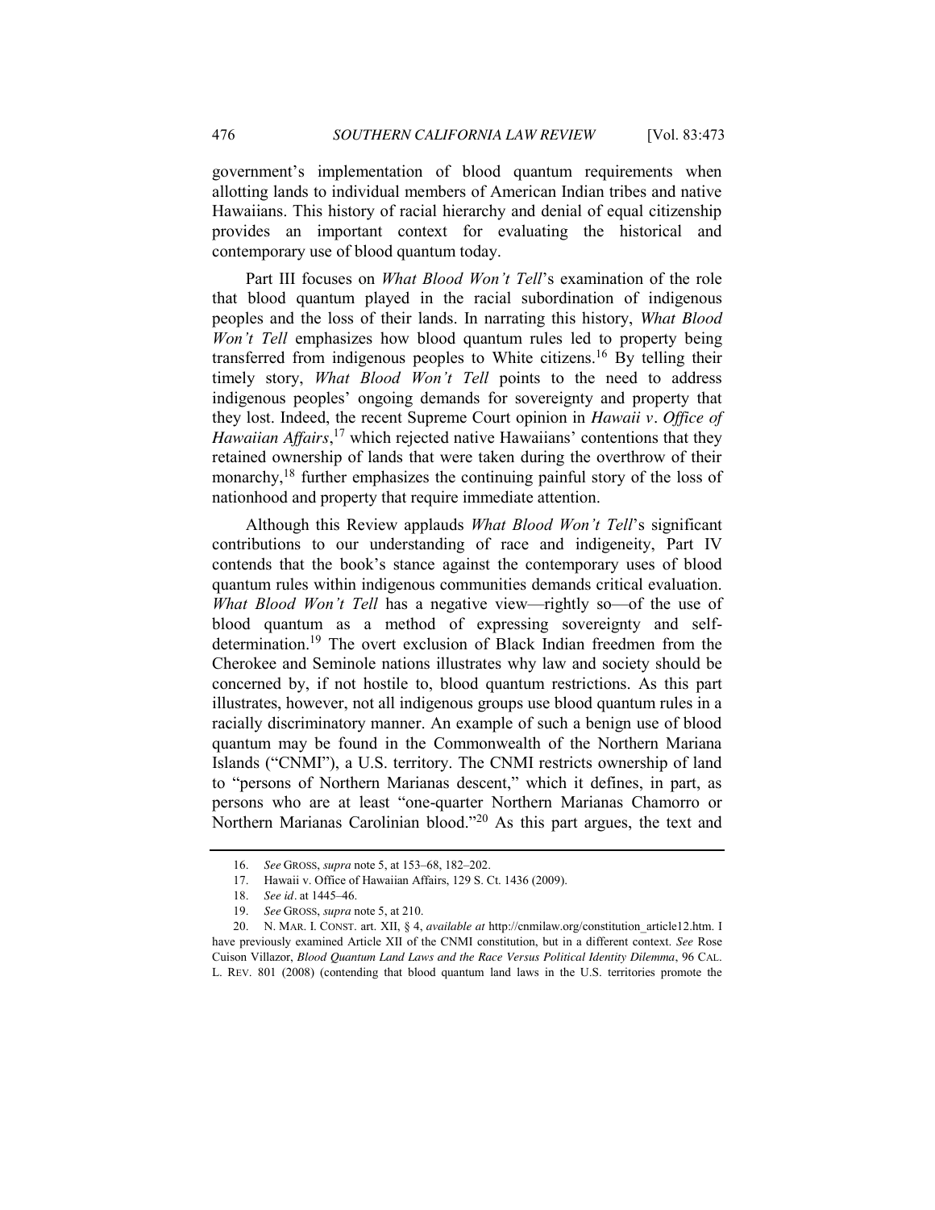government's implementation of blood quantum requirements when allotting lands to individual members of American Indian tribes and native Hawaiians. This history of racial hierarchy and denial of equal citizenship provides an important context for evaluating the historical and contemporary use of blood quantum today.

Part III focuses on *What Blood Won't Tell*'s examination of the role that blood quantum played in the racial subordination of indigenous peoples and the loss of their lands. In narrating this history, *What Blood Won't Tell* emphasizes how blood quantum rules led to property being transferred from indigenous peoples to White citizens.[16] By telling their timely story, *What Blood Won't Tell* points to the need to address indigenous peoples' ongoing demands for sovereignty and property that they lost. Indeed, the recent Supreme Court opinion in *Hawaii v. Office of Hawaiian Affairs*,[17] which rejected native Hawaiians' contentions that they retained ownership of lands that were taken during the overthrow of their monarchy,[18] further emphasizes the continuing painful story of the loss of nationhood and property that require immediate attention.

Although this Review applauds *What Blood Won't Tell*'s significant contributions to our understanding of race and indigeneity, Part IV contends that the book's stance against the contemporary uses of blood quantum rules within indigenous communities demands critical evaluation. *What Blood Won't Tell* has a negative view—rightly so—of the use of blood quantum as a method of expressing sovereignty and self-determination.[19] The overt exclusion of Black Indian freedmen from the Cherokee and Seminole nations illustrates why law and society should be concerned by, if not hostile to, blood quantum restrictions. As this part illustrates, however, not all indigenous groups use blood quantum rules in a racially discriminatory manner. An example of such a benign use of blood quantum may be found in the Commonwealth of the Northern Mariana Islands ("CNMI"), a U.S. territory. The CNMI restricts ownership of land to "persons of Northern Marianas descent," which it defines, in part, as persons who are at least "one-quarter Northern Marianas Chamorro or Northern Marianas Carolinian blood."[20] As this part argues, the text and

---

16. *See* GROSS, *supra* note 5, at 153–68, 182–202.

17. Hawaii v. Office of Hawaiian Affairs, 129 S. Ct. 1436 (2009).

18. *See id*. at 1445–46.

19. *See* GROSS, *supra* note 5, at 210.

20. N. MAR. I. CONST. art. XII, § 4, *available at* http://cnmilaw.org/constitution_article12.htm. I have previously examined Article XII of the CNMI constitution, but in a different context. *See* Rose Cuison Villazor, *Blood Quantum Land Laws and the Race Versus Political Identity Dilemma*, 96 CAL. L. REV. 801 (2008) (contending that blood quantum land laws in the U.S. territories promote the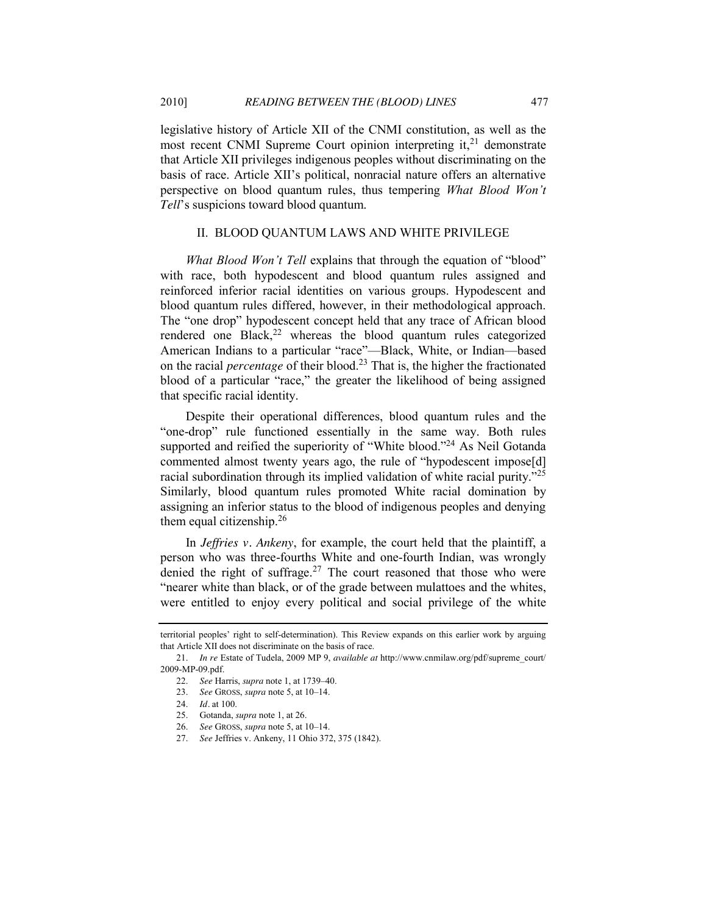legislative history of Article XII of the CNMI constitution, as well as the most recent CNMI Supreme Court opinion interpreting it,[21] demonstrate that Article XII privileges indigenous peoples without discriminating on the basis of race. Article XII's political, nonracial nature offers an alternative perspective on blood quantum rules, thus tempering *What Blood Won't Tell*'s suspicions toward blood quantum.

## II. BLOOD QUANTUM LAWS AND WHITE PRIVILEGE

*What Blood Won't Tell* explains that through the equation of "blood" with race, both hypodescent and blood quantum rules assigned and reinforced inferior racial identities on various groups. Hypodescent and blood quantum rules differed, however, in their methodological approach. The "one drop" hypodescent concept held that any trace of African blood rendered one Black,[22] whereas the blood quantum rules categorized American Indians to a particular "race"—Black, White, or Indian—based on the racial *percentage* of their blood.[23] That is, the higher the fractionated blood of a particular "race," the greater the likelihood of being assigned that specific racial identity.

Despite their operational differences, blood quantum rules and the "one-drop" rule functioned essentially in the same way. Both rules supported and reified the superiority of "White blood."[24] As Neil Gotanda commented almost twenty years ago, the rule of "hypodescent impose[d] racial subordination through its implied validation of white racial purity."[25] Similarly, blood quantum rules promoted White racial domination by assigning an inferior status to the blood of indigenous peoples and denying them equal citizenship.[26]

In *Jeffries v. Ankeny*, for example, the court held that the plaintiff, a person who was three-fourths White and one-fourth Indian, was wrongly denied the right of suffrage.[27] The court reasoned that those who were "nearer white than black, or of the grade between mulattoes and the whites, were entitled to enjoy every political and social privilege of the white

---

territorial peoples' right to self-determination). This Review expands on this earlier work by arguing that Article XII does not discriminate on the basis of race.

21. *In re* Estate of Tudela, 2009 MP 9, *available at* http://www.cnmilaw.org/pdf/supreme_court/2009-MP-09.pdf.

22. *See* Harris, *supra* note 1, at 1739–40.

23. *See* GROSS, *supra* note 5, at 10–14.

24. *Id*. at 100.

25. Gotanda, *supra* note 1, at 26.

26. *See* GROSS, *supra* note 5, at 10–14.

27. *See* Jeffries v. Ankeny, 11 Ohio 372, 375 (1842).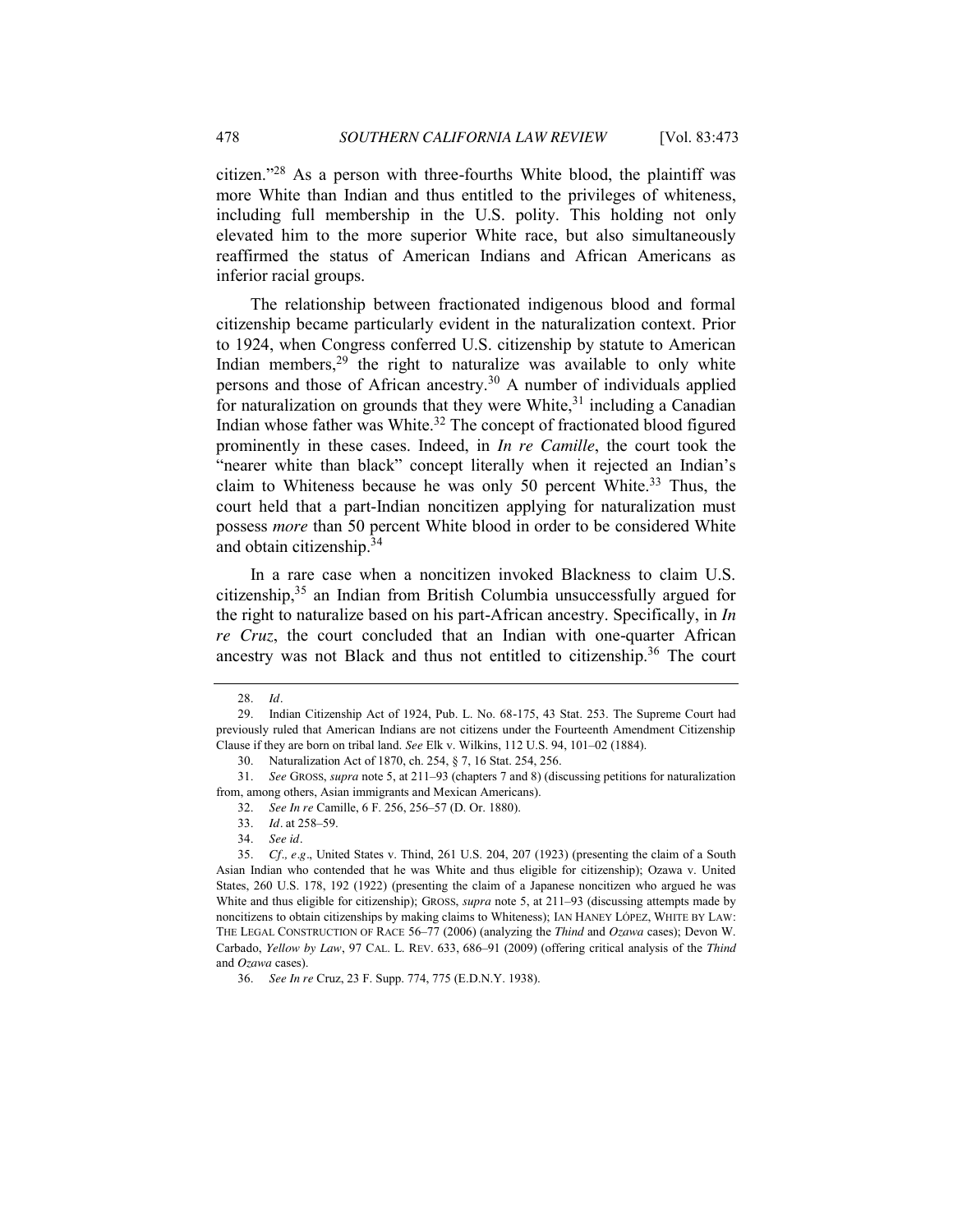citizen."[28] As a person with three-fourths White blood, the plaintiff was more White than Indian and thus entitled to the privileges of whiteness, including full membership in the U.S. polity. This holding not only elevated him to the more superior White race, but also simultaneously reaffirmed the status of American Indians and African Americans as inferior racial groups.

The relationship between fractionated indigenous blood and formal citizenship became particularly evident in the naturalization context. Prior to 1924, when Congress conferred U.S. citizenship by statute to American Indian members,[29] the right to naturalize was available to only white persons and those of African ancestry.[30] A number of individuals applied for naturalization on grounds that they were White,[31] including a Canadian Indian whose father was White.[32] The concept of fractionated blood figured prominently in these cases. Indeed, in *In re Camille*, the court took the "nearer white than black" concept literally when it rejected an Indian's claim to Whiteness because he was only 50 percent White.[33] Thus, the court held that a part-Indian noncitizen applying for naturalization must possess *more* than 50 percent White blood in order to be considered White and obtain citizenship.[34]

In a rare case when a noncitizen invoked Blackness to claim U.S. citizenship,[35] an Indian from British Columbia unsuccessfully argued for the right to naturalize based on his part-African ancestry. Specifically, in *In re Cruz*, the court concluded that an Indian with one-quarter African ancestry was not Black and thus not entitled to citizenship.[36] The court

---

28. *Id*.

29. Indian Citizenship Act of 1924, Pub. L. No. 68-175, 43 Stat. 253. The Supreme Court had previously ruled that American Indians are not citizens under the Fourteenth Amendment Citizenship Clause if they are born on tribal land. *See* Elk v. Wilkins, 112 U.S. 94, 101–02 (1884).

30. Naturalization Act of 1870, ch. 254, § 7, 16 Stat. 254, 256.

31. *See* GROSS, *supra* note 5, at 211–93 (chapters 7 and 8) (discussing petitions for naturalization from, among others, Asian immigrants and Mexican Americans).

32. *See In re* Camille, 6 F. 256, 256–57 (D. Or. 1880).

33. *Id*. at 258–59.

34. *See id*.

35. *Cf*., *e.g*., United States v. Thind, 261 U.S. 204, 207 (1923) (presenting the claim of a South Asian Indian who contended that he was White and thus eligible for citizenship); Ozawa v. United States, 260 U.S. 178, 192 (1922) (presenting the claim of a Japanese noncitizen who argued he was White and thus eligible for citizenship); GROSS, *supra* note 5, at 211–93 (discussing attempts made by noncitizens to obtain citizenships by making claims to Whiteness); IAN HANEY LÓPEZ, WHITE BY LAW: THE LEGAL CONSTRUCTION OF RACE 56–77 (2006) (analyzing the *Thind* and *Ozawa* cases); Devon W. Carbado, *Yellow by Law*, 97 CAL. L. REV. 633, 686–91 (2009) (offering critical analysis of the *Thind* and *Ozawa* cases).

36. *See In re* Cruz, 23 F. Supp. 774, 775 (E.D.N.Y. 1938).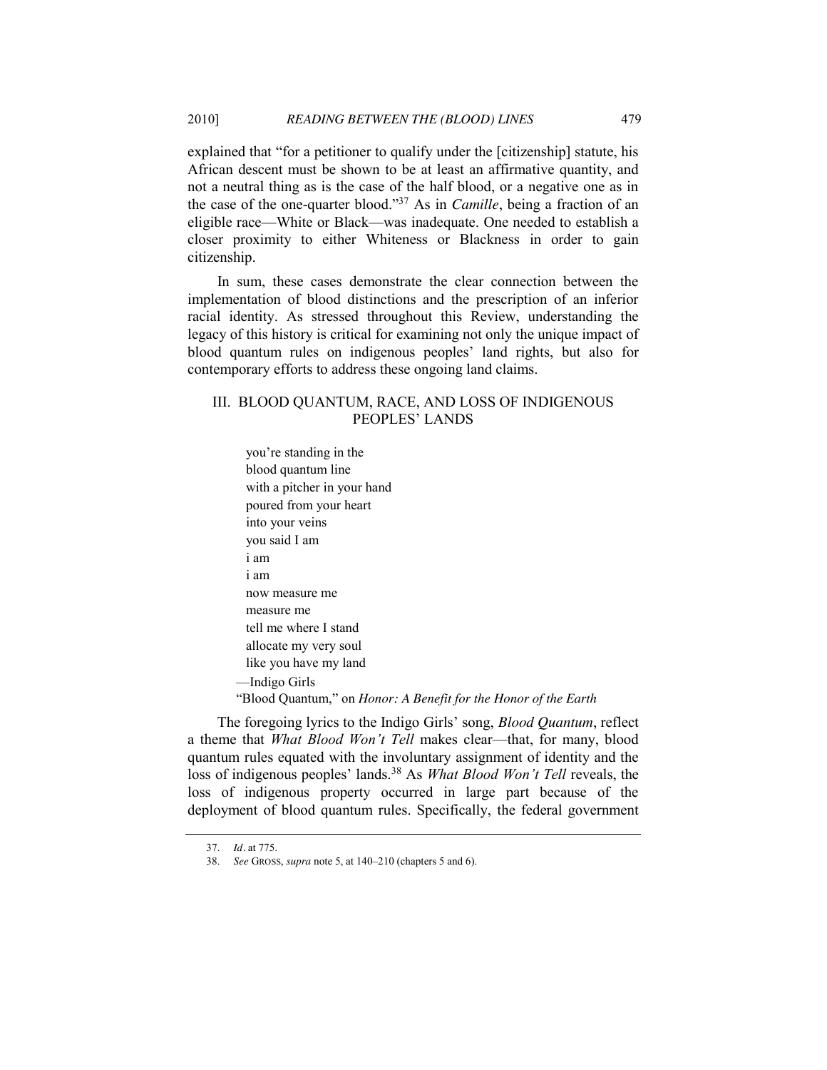explained that "for a petitioner to qualify under the [citizenship] statute, his African descent must be shown to be at least an affirmative quantity, and not a neutral thing as is the case of the half blood, or a negative one as in the case of the one-quarter blood."[37] As in *Camille*, being a fraction of an eligible race—White or Black—was inadequate. One needed to establish a closer proximity to either Whiteness or Blackness in order to gain citizenship.

In sum, these cases demonstrate the clear connection between the implementation of blood distinctions and the prescription of an inferior racial identity. As stressed throughout this Review, understanding the legacy of this history is critical for examining not only the unique impact of blood quantum rules on indigenous peoples' land rights, but also for contemporary efforts to address these ongoing land claims.

## III. BLOOD QUANTUM, RACE, AND LOSS OF INDIGENOUS PEOPLES' LANDS

> you're standing in the
> blood quantum line
> with a pitcher in your hand
> poured from your heart
> into your veins
> you said I am
> i am
> i am
> now measure me
> measure me
> tell me where I stand
> allocate my very soul
> like you have my land
>
> —Indigo Girls
> "Blood Quantum," on *Honor: A Benefit for the Honor of the Earth*

The foregoing lyrics to the Indigo Girls' song, *Blood Quantum*, reflect a theme that *What Blood Won't Tell* makes clear—that, for many, blood quantum rules equated with the involuntary assignment of identity and the loss of indigenous peoples' lands.[38] As *What Blood Won't Tell* reveals, the loss of indigenous property occurred in large part because of the deployment of blood quantum rules. Specifically, the federal government

---

37. *Id*. at 775.

38. *See* GROSS, *supra* note 5, at 140–210 (chapters 5 and 6).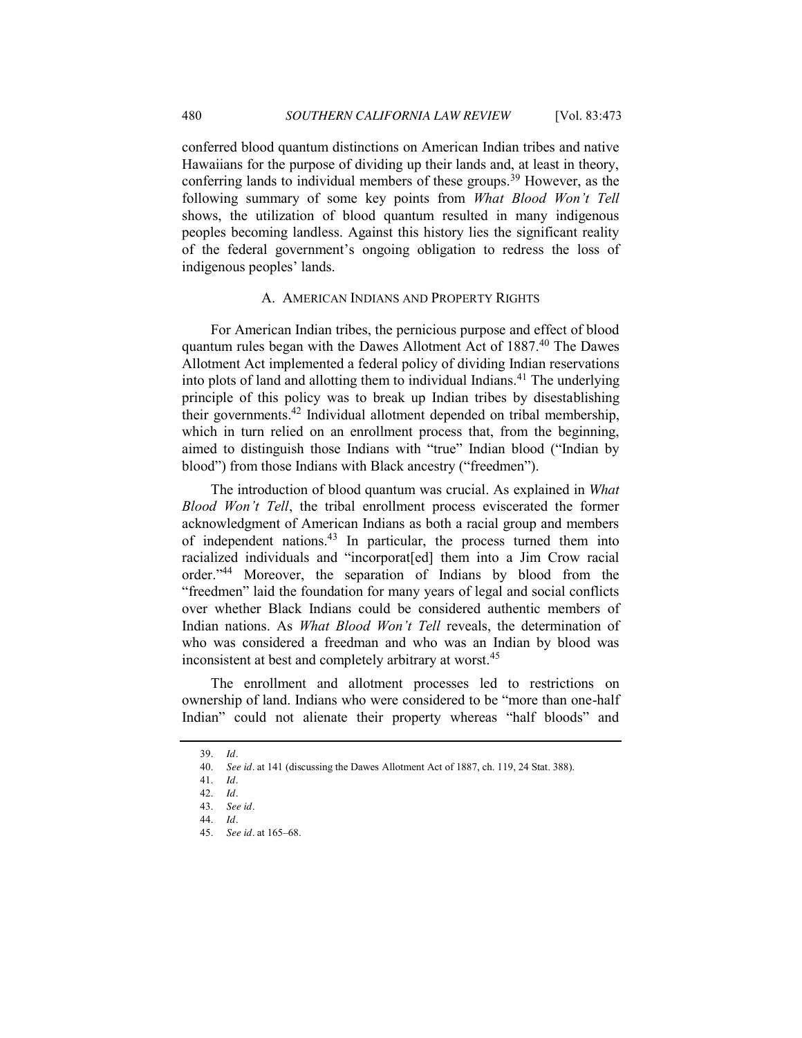conferred blood quantum distinctions on American Indian tribes and native Hawaiians for the purpose of dividing up their lands and, at least in theory, conferring lands to individual members of these groups.[39] However, as the following summary of some key points from *What Blood Won't Tell* shows, the utilization of blood quantum resulted in many indigenous peoples becoming landless. Against this history lies the significant reality of the federal government's ongoing obligation to redress the loss of indigenous peoples' lands.

### A. AMERICAN INDIANS AND PROPERTY RIGHTS

For American Indian tribes, the pernicious purpose and effect of blood quantum rules began with the Dawes Allotment Act of 1887.[40] The Dawes Allotment Act implemented a federal policy of dividing Indian reservations into plots of land and allotting them to individual Indians.[41] The underlying principle of this policy was to break up Indian tribes by disestablishing their governments.[42] Individual allotment depended on tribal membership, which in turn relied on an enrollment process that, from the beginning, aimed to distinguish those Indians with "true" Indian blood ("Indian by blood") from those Indians with Black ancestry ("freedmen").

The introduction of blood quantum was crucial. As explained in *What Blood Won't Tell*, the tribal enrollment process eviscerated the former acknowledgment of American Indians as both a racial group and members of independent nations.[43] In particular, the process turned them into racialized individuals and "incorporat[ed] them into a Jim Crow racial order."[44] Moreover, the separation of Indians by blood from the "freedmen" laid the foundation for many years of legal and social conflicts over whether Black Indians could be considered authentic members of Indian nations. As *What Blood Won't Tell* reveals, the determination of who was considered a freedman and who was an Indian by blood was inconsistent at best and completely arbitrary at worst.[45]

The enrollment and allotment processes led to restrictions on ownership of land. Indians who were considered to be "more than one-half Indian" could not alienate their property whereas "half bloods" and

---

39. *Id*.
40. *See id*. at 141 (discussing the Dawes Allotment Act of 1887, ch. 119, 24 Stat. 388).
41. *Id*.
42. *Id*.
43. *See id*.
44. *Id*.
45. *See id*. at 165–68.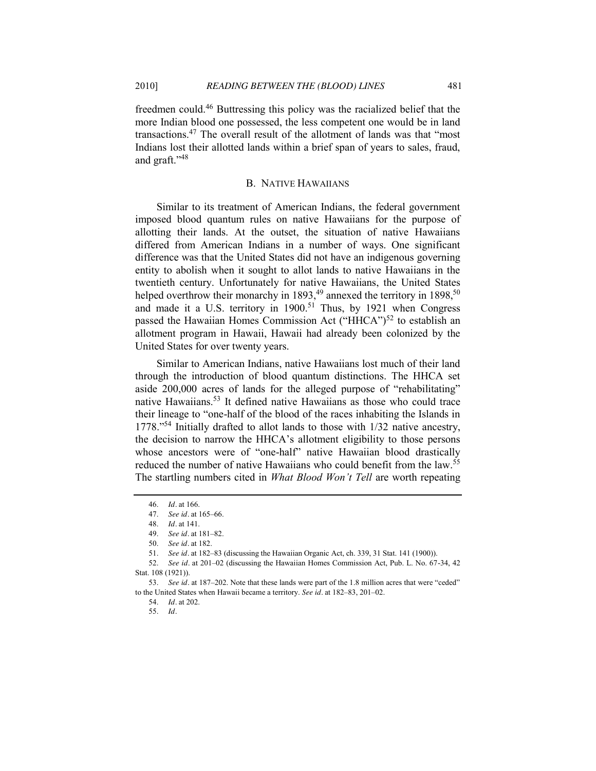freedmen could.[46] Buttressing this policy was the racialized belief that the more Indian blood one possessed, the less competent one would be in land transactions.[47] The overall result of the allotment of lands was that "most Indians lost their allotted lands within a brief span of years to sales, fraud, and graft."[48]

### B. NATIVE HAWAIIANS

Similar to its treatment of American Indians, the federal government imposed blood quantum rules on native Hawaiians for the purpose of allotting their lands. At the outset, the situation of native Hawaiians differed from American Indians in a number of ways. One significant difference was that the United States did not have an indigenous governing entity to abolish when it sought to allot lands to native Hawaiians in the twentieth century. Unfortunately for native Hawaiians, the United States helped overthrow their monarchy in 1893,[49] annexed the territory in 1898,[50] and made it a U.S. territory in 1900.[51] Thus, by 1921 when Congress passed the Hawaiian Homes Commission Act ("HHCA")[52] to establish an allotment program in Hawaii, Hawaii had already been colonized by the United States for over twenty years.

Similar to American Indians, native Hawaiians lost much of their land through the introduction of blood quantum distinctions. The HHCA set aside 200,000 acres of lands for the alleged purpose of "rehabilitating" native Hawaiians.[53] It defined native Hawaiians as those who could trace their lineage to "one-half of the blood of the races inhabiting the Islands in 1778."[54] Initially drafted to allot lands to those with 1/32 native ancestry, the decision to narrow the HHCA's allotment eligibility to those persons whose ancestors were of "one-half" native Hawaiian blood drastically reduced the number of native Hawaiians who could benefit from the law.[55] The startling numbers cited in *What Blood Won't Tell* are worth repeating

---

46. *Id*. at 166.

47. *See id*. at 165–66.

48. *Id*. at 141.

49. *See id*. at 181–82.

50. *See id*. at 182.

51. *See id*. at 182–83 (discussing the Hawaiian Organic Act, ch. 339, 31 Stat. 141 (1900)).

52. *See id*. at 201–02 (discussing the Hawaiian Homes Commission Act, Pub. L. No. 67-34, 42 Stat. 108 (1921)).

53. *See id*. at 187–202. Note that these lands were part of the 1.8 million acres that were "ceded" to the United States when Hawaii became a territory. *See id*. at 182–83, 201–02.

54. *Id*. at 202.

55. *Id*.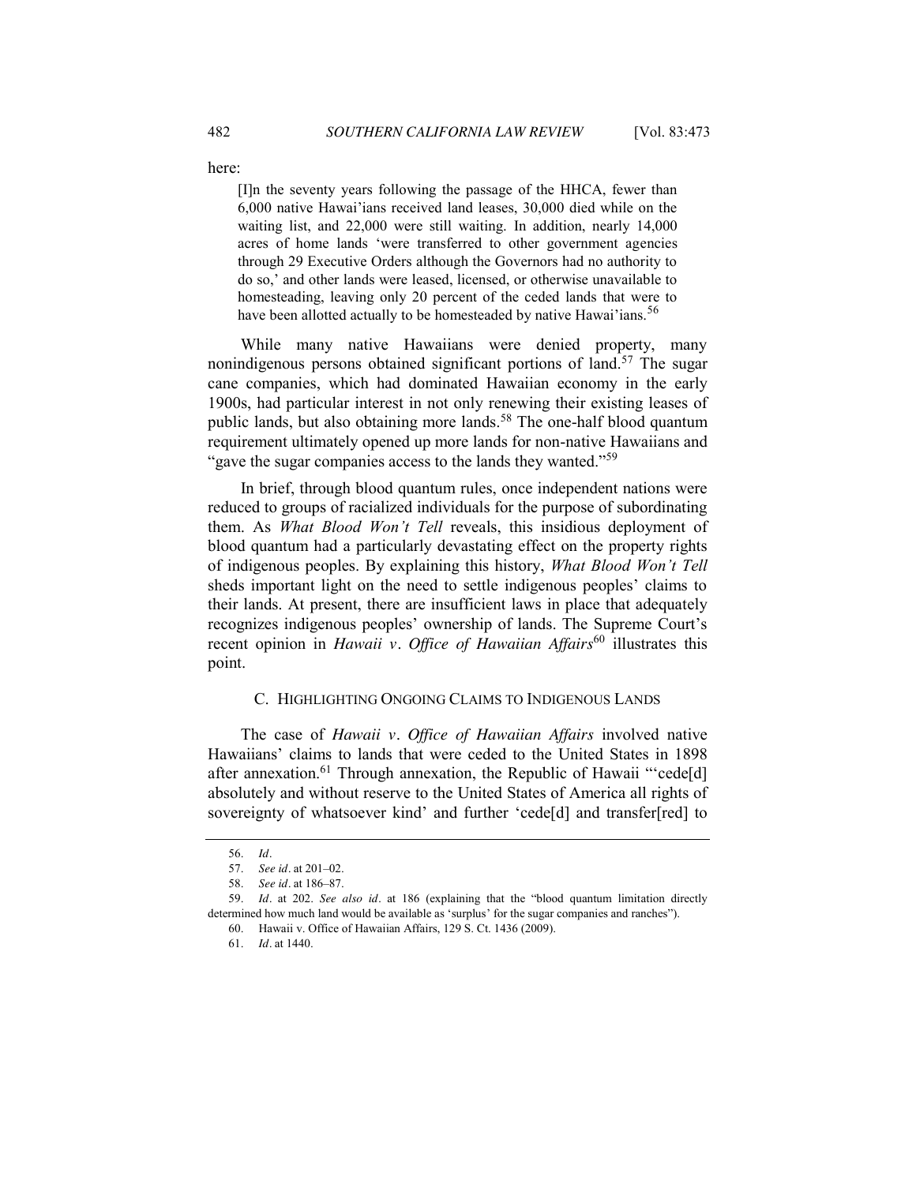here:

> [I]n the seventy years following the passage of the HHCA, fewer than 6,000 native Hawai'ians received land leases, 30,000 died while on the waiting list, and 22,000 were still waiting. In addition, nearly 14,000 acres of home lands 'were transferred to other government agencies through 29 Executive Orders although the Governors had no authority to do so,' and other lands were leased, licensed, or otherwise unavailable to homesteading, leaving only 20 percent of the ceded lands that were to have been allotted actually to be homesteaded by native Hawai'ians.[56]

While many native Hawaiians were denied property, many nonindigenous persons obtained significant portions of land.[57] The sugar cane companies, which had dominated Hawaiian economy in the early 1900s, had particular interest in not only renewing their existing leases of public lands, but also obtaining more lands.[58] The one-half blood quantum requirement ultimately opened up more lands for non-native Hawaiians and "gave the sugar companies access to the lands they wanted."[59]

In brief, through blood quantum rules, once independent nations were reduced to groups of racialized individuals for the purpose of subordinating them. As *What Blood Won't Tell* reveals, this insidious deployment of blood quantum had a particularly devastating effect on the property rights of indigenous peoples. By explaining this history, *What Blood Won't Tell* sheds important light on the need to settle indigenous peoples' claims to their lands. At present, there are insufficient laws in place that adequately recognizes indigenous peoples' ownership of lands. The Supreme Court's recent opinion in *Hawaii v. Office of Hawaiian Affairs*[60] illustrates this point.

### C. HIGHLIGHTING ONGOING CLAIMS TO INDIGENOUS LANDS

The case of *Hawaii v. Office of Hawaiian Affairs* involved native Hawaiians' claims to lands that were ceded to the United States in 1898 after annexation.[61] Through annexation, the Republic of Hawaii "'cede[d] absolutely and without reserve to the United States of America all rights of sovereignty of whatsoever kind' and further 'cede[d] and transfer[red] to

---

56. *Id*.

57. *See id*. at 201–02.

58. *See id*. at 186–87.

59. *Id*. at 202. *See also id*. at 186 (explaining that the "blood quantum limitation directly determined how much land would be available as 'surplus' for the sugar companies and ranches").

60. Hawaii v. Office of Hawaiian Affairs, 129 S. Ct. 1436 (2009).

61. *Id*. at 1440.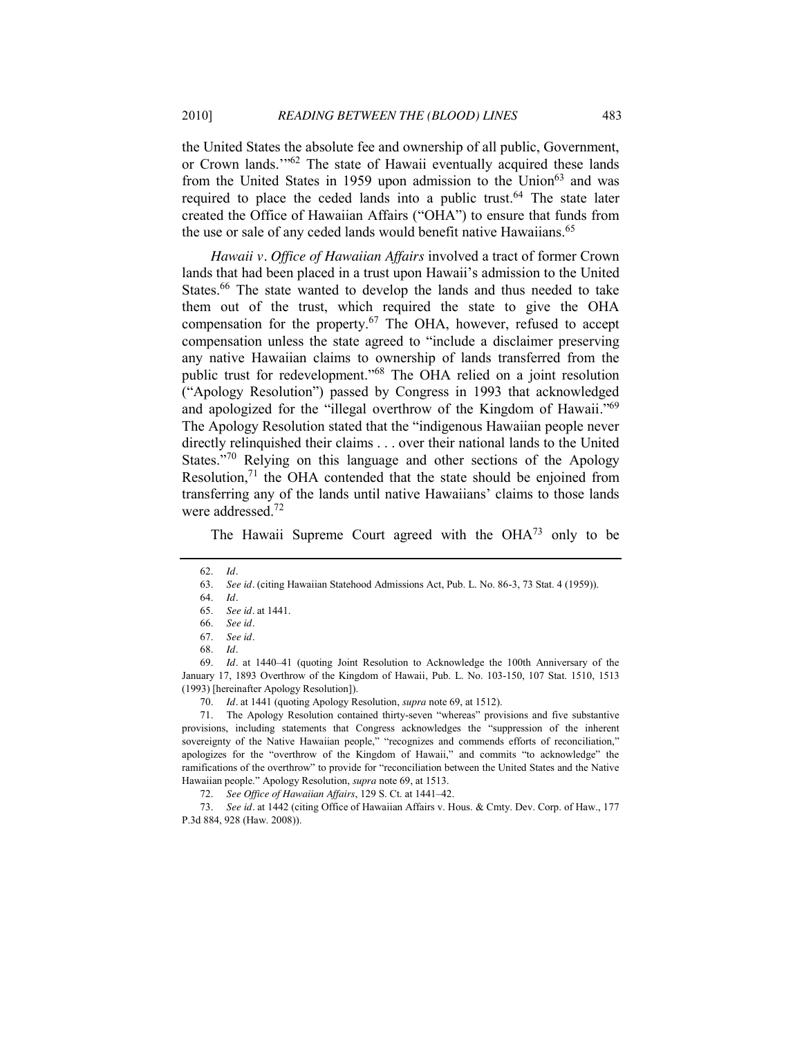the United States the absolute fee and ownership of all public, Government, or Crown lands.'"[62] The state of Hawaii eventually acquired these lands from the United States in 1959 upon admission to the Union[63] and was required to place the ceded lands into a public trust.[64] The state later created the Office of Hawaiian Affairs ("OHA") to ensure that funds from the use or sale of any ceded lands would benefit native Hawaiians.[65]

*Hawaii v. Office of Hawaiian Affairs* involved a tract of former Crown lands that had been placed in a trust upon Hawaii's admission to the United States.[66] The state wanted to develop the lands and thus needed to take them out of the trust, which required the state to give the OHA compensation for the property.[67] The OHA, however, refused to accept compensation unless the state agreed to "include a disclaimer preserving any native Hawaiian claims to ownership of lands transferred from the public trust for redevelopment."[68] The OHA relied on a joint resolution ("Apology Resolution") passed by Congress in 1993 that acknowledged and apologized for the "illegal overthrow of the Kingdom of Hawaii."[69] The Apology Resolution stated that the "indigenous Hawaiian people never directly relinquished their claims . . . over their national lands to the United States."[70] Relying on this language and other sections of the Apology Resolution,[71] the OHA contended that the state should be enjoined from transferring any of the lands until native Hawaiians' claims to those lands were addressed.[72]

The Hawaii Supreme Court agreed with the OHA[73] only to be

---

62. *Id*.

63. *See id*. (citing Hawaiian Statehood Admissions Act, Pub. L. No. 86-3, 73 Stat. 4 (1959)).

64. *Id*.

65. *See id*. at 1441.

66. *See id*.

67. *See id*.

68. *Id*.

69. *Id*. at 1440–41 (quoting Joint Resolution to Acknowledge the 100th Anniversary of the January 17, 1893 Overthrow of the Kingdom of Hawaii, Pub. L. No. 103-150, 107 Stat. 1510, 1513 (1993) [hereinafter Apology Resolution]).

70. *Id*. at 1441 (quoting Apology Resolution, *supra* note 69, at 1512).

71. The Apology Resolution contained thirty-seven "whereas" provisions and five substantive provisions, including statements that Congress acknowledges the "suppression of the inherent sovereignty of the Native Hawaiian people," "recognizes and commends efforts of reconciliation," apologizes for the "overthrow of the Kingdom of Hawaii," and commits "to acknowledge" the ramifications of the overthrow" to provide for "reconciliation between the United States and the Native Hawaiian people." Apology Resolution, *supra* note 69, at 1513.

72. *See Office of Hawaiian Affairs*, 129 S. Ct. at 1441–42.

73. *See id*. at 1442 (citing Office of Hawaiian Affairs v. Hous. & Cmty. Dev. Corp. of Haw., 177 P.3d 884, 928 (Haw. 2008)).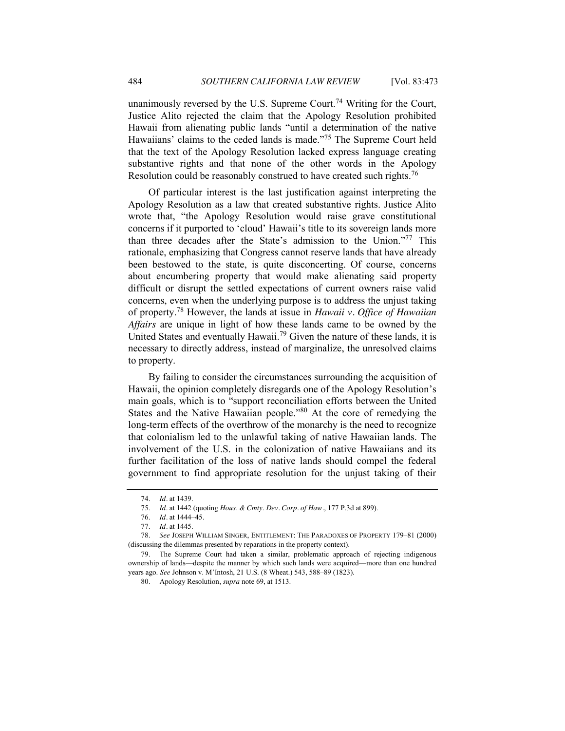unanimously reversed by the U.S. Supreme Court.[74] Writing for the Court, Justice Alito rejected the claim that the Apology Resolution prohibited Hawaii from alienating public lands "until a determination of the native Hawaiians' claims to the ceded lands is made."[75] The Supreme Court held that the text of the Apology Resolution lacked express language creating substantive rights and that none of the other words in the Apology Resolution could be reasonably construed to have created such rights.[76]

Of particular interest is the last justification against interpreting the Apology Resolution as a law that created substantive rights. Justice Alito wrote that, "the Apology Resolution would raise grave constitutional concerns if it purported to 'cloud' Hawaii's title to its sovereign lands more than three decades after the State's admission to the Union."[77] This rationale, emphasizing that Congress cannot reserve lands that have already been bestowed to the state, is quite disconcerting. Of course, concerns about encumbering property that would make alienating said property difficult or disrupt the settled expectations of current owners raise valid concerns, even when the underlying purpose is to address the unjust taking of property.[78] However, the lands at issue in *Hawaii v. Office of Hawaiian Affairs* are unique in light of how these lands came to be owned by the United States and eventually Hawaii.[79] Given the nature of these lands, it is necessary to directly address, instead of marginalize, the unresolved claims to property.

By failing to consider the circumstances surrounding the acquisition of Hawaii, the opinion completely disregards one of the Apology Resolution's main goals, which is to "support reconciliation efforts between the United States and the Native Hawaiian people."[80] At the core of remedying the long-term effects of the overthrow of the monarchy is the need to recognize that colonialism led to the unlawful taking of native Hawaiian lands. The involvement of the U.S. in the colonization of native Hawaiians and its further facilitation of the loss of native lands should compel the federal government to find appropriate resolution for the unjust taking of their

---

74. *Id.* at 1439.

75. *Id.* at 1442 (quoting *Hous. & Cmty. Dev. Corp. of Haw.*, 177 P.3d at 899).

76. *Id.* at 1444–45.

77. *Id.* at 1445.

78. *See* JOSEPH WILLIAM SINGER, ENTITLEMENT: THE PARADOXES OF PROPERTY 179–81 (2000) (discussing the dilemmas presented by reparations in the property context).

79. The Supreme Court had taken a similar, problematic approach of rejecting indigenous ownership of lands—despite the manner by which such lands were acquired—more than one hundred years ago. *See* Johnson v. M'Intosh, 21 U.S. (8 Wheat.) 543, 588–89 (1823).

80. Apology Resolution, *supra* note 69, at 1513.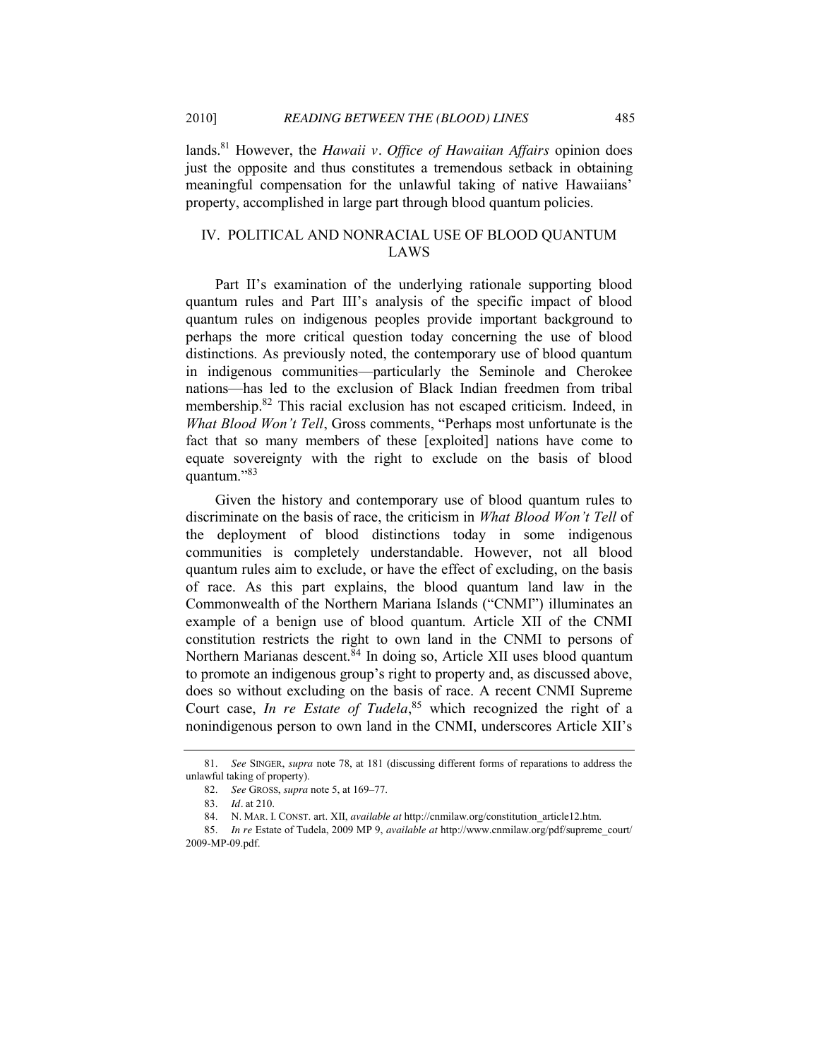lands.[81] However, the *Hawaii v. Office of Hawaiian Affairs* opinion does just the opposite and thus constitutes a tremendous setback in obtaining meaningful compensation for the unlawful taking of native Hawaiians' property, accomplished in large part through blood quantum policies.

## IV. POLITICAL AND NONRACIAL USE OF BLOOD QUANTUM LAWS

Part II's examination of the underlying rationale supporting blood quantum rules and Part III's analysis of the specific impact of blood quantum rules on indigenous peoples provide important background to perhaps the more critical question today concerning the use of blood distinctions. As previously noted, the contemporary use of blood quantum in indigenous communities—particularly the Seminole and Cherokee nations—has led to the exclusion of Black Indian freedmen from tribal membership.[82] This racial exclusion has not escaped criticism. Indeed, in *What Blood Won't Tell*, Gross comments, "Perhaps most unfortunate is the fact that so many members of these [exploited] nations have come to equate sovereignty with the right to exclude on the basis of blood quantum."[83]

Given the history and contemporary use of blood quantum rules to discriminate on the basis of race, the criticism in *What Blood Won't Tell* of the deployment of blood distinctions today in some indigenous communities is completely understandable. However, not all blood quantum rules aim to exclude, or have the effect of excluding, on the basis of race. As this part explains, the blood quantum land law in the Commonwealth of the Northern Mariana Islands ("CNMI") illuminates an example of a benign use of blood quantum. Article XII of the CNMI constitution restricts the right to own land in the CNMI to persons of Northern Marianas descent.[84] In doing so, Article XII uses blood quantum to promote an indigenous group's right to property and, as discussed above, does so without excluding on the basis of race. A recent CNMI Supreme Court case, *In re Estate of Tudela*,[85] which recognized the right of a nonindigenous person to own land in the CNMI, underscores Article XII's

---

81. *See* SINGER, *supra* note 78, at 181 (discussing different forms of reparations to address the unlawful taking of property).

82. *See* GROSS, *supra* note 5, at 169–77.

83. *Id*. at 210.

84. N. MAR. I. CONST. art. XII, *available at* http://cnmilaw.org/constitution_article12.htm.

85. *In re* Estate of Tudela, 2009 MP 9, *available at* http://www.cnmilaw.org/pdf/supreme_court/2009-MP-09.pdf.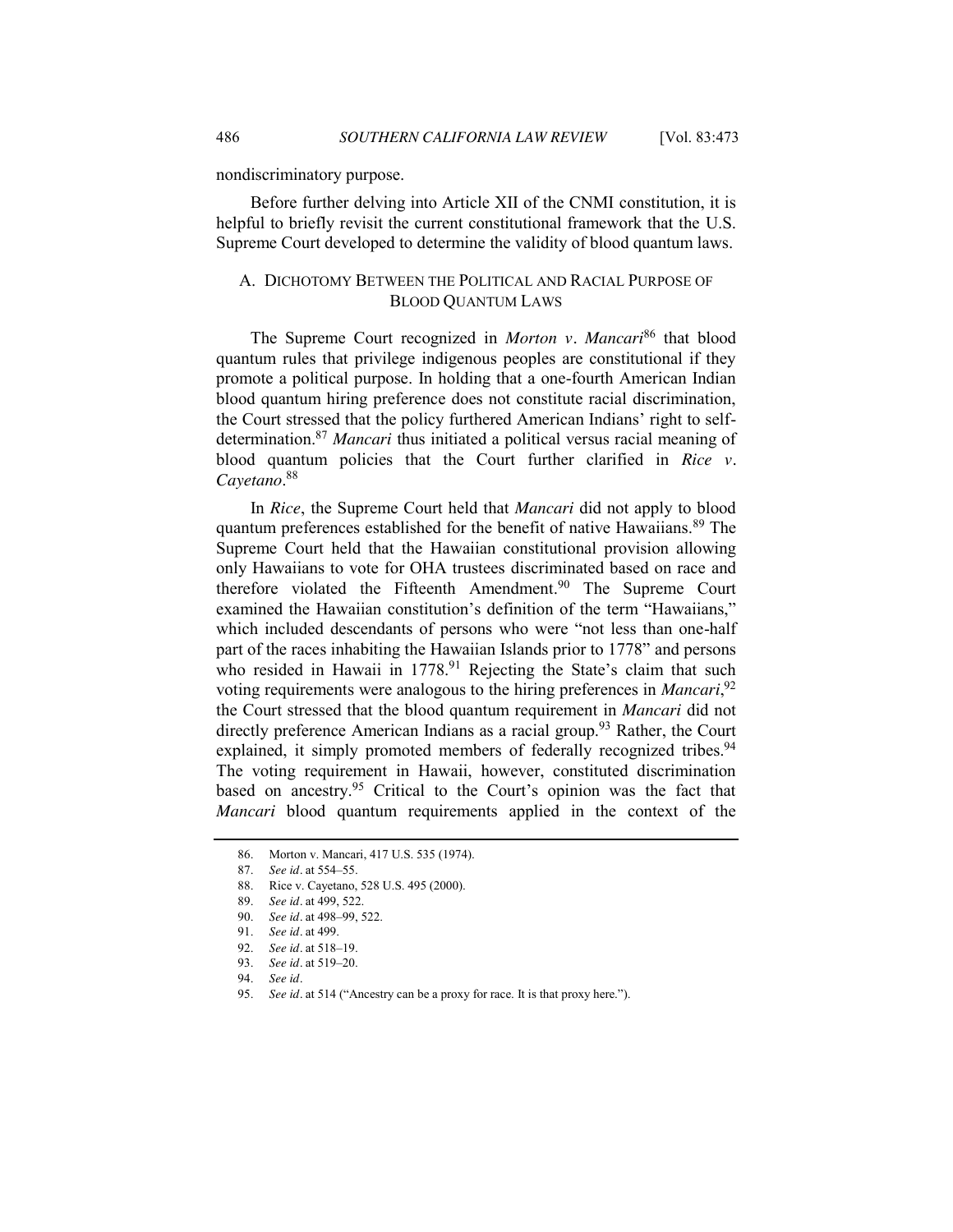nondiscriminatory purpose.

Before further delving into Article XII of the CNMI constitution, it is helpful to briefly revisit the current constitutional framework that the U.S. Supreme Court developed to determine the validity of blood quantum laws.

### A. DICHOTOMY BETWEEN THE POLITICAL AND RACIAL PURPOSE OF BLOOD QUANTUM LAWS

The Supreme Court recognized in *Morton v. Mancari*[86] that blood quantum rules that privilege indigenous peoples are constitutional if they promote a political purpose. In holding that a one-fourth American Indian blood quantum hiring preference does not constitute racial discrimination, the Court stressed that the policy furthered American Indians' right to self-determination.[87] *Mancari* thus initiated a political versus racial meaning of blood quantum policies that the Court further clarified in *Rice v. Cayetano*.[88]

In *Rice*, the Supreme Court held that *Mancari* did not apply to blood quantum preferences established for the benefit of native Hawaiians.[89] The Supreme Court held that the Hawaiian constitutional provision allowing only Hawaiians to vote for OHA trustees discriminated based on race and therefore violated the Fifteenth Amendment.[90] The Supreme Court examined the Hawaiian constitution's definition of the term "Hawaiians," which included descendants of persons who were "not less than one-half part of the races inhabiting the Hawaiian Islands prior to 1778" and persons who resided in Hawaii in 1778.[91] Rejecting the State's claim that such voting requirements were analogous to the hiring preferences in *Mancari*,[92] the Court stressed that the blood quantum requirement in *Mancari* did not directly preference American Indians as a racial group.[93] Rather, the Court explained, it simply promoted members of federally recognized tribes.[94] The voting requirement in Hawaii, however, constituted discrimination based on ancestry.[95] Critical to the Court's opinion was the fact that *Mancari* blood quantum requirements applied in the context of the

86. Morton v. Mancari, 417 U.S. 535 (1974).

87. *See id*. at 554–55.

88. Rice v. Cayetano, 528 U.S. 495 (2000).

89. *See id*. at 499, 522.

90. *See id*. at 498–99, 522.

91. *See id*. at 499.

92. *See id*. at 518–19.

93. *See id*. at 519–20.

94. *See id*.

95. *See id*. at 514 ("Ancestry can be a proxy for race. It is that proxy here.").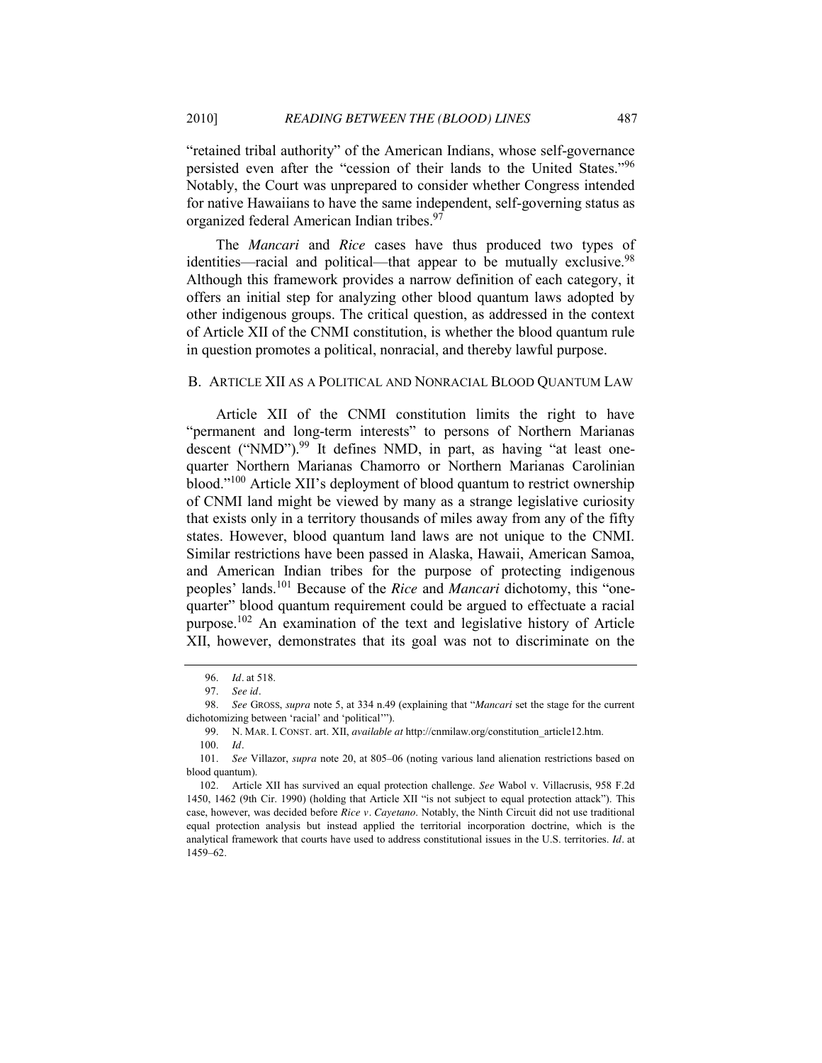"retained tribal authority" of the American Indians, whose self-governance persisted even after the "cession of their lands to the United States."[96] Notably, the Court was unprepared to consider whether Congress intended for native Hawaiians to have the same independent, self-governing status as organized federal American Indian tribes.[97]

The *Mancari* and *Rice* cases have thus produced two types of identities—racial and political—that appear to be mutually exclusive.[98] Although this framework provides a narrow definition of each category, it offers an initial step for analyzing other blood quantum laws adopted by other indigenous groups. The critical question, as addressed in the context of Article XII of the CNMI constitution, is whether the blood quantum rule in question promotes a political, nonracial, and thereby lawful purpose.

## B. ARTICLE XII AS A POLITICAL AND NONRACIAL BLOOD QUANTUM LAW

Article XII of the CNMI constitution limits the right to have "permanent and long-term interests" to persons of Northern Marianas descent ("NMD").[99] It defines NMD, in part, as having "at least one-quarter Northern Marianas Chamorro or Northern Marianas Carolinian blood."[100] Article XII's deployment of blood quantum to restrict ownership of CNMI land might be viewed by many as a strange legislative curiosity that exists only in a territory thousands of miles away from any of the fifty states. However, blood quantum land laws are not unique to the CNMI. Similar restrictions have been passed in Alaska, Hawaii, American Samoa, and American Indian tribes for the purpose of protecting indigenous peoples' lands.[101] Because of the *Rice* and *Mancari* dichotomy, this "one-quarter" blood quantum requirement could be argued to effectuate a racial purpose.[102] An examination of the text and legislative history of Article XII, however, demonstrates that its goal was not to discriminate on the

---

96. *Id*. at 518.

97. *See id*.

98. *See* GROSS, *supra* note 5, at 334 n.49 (explaining that "*Mancari* set the stage for the current dichotomizing between 'racial' and 'political'").

99. N. MAR. I. CONST. art. XII, *available at* http://cnmilaw.org/constitution_article12.htm.

100. *Id*.

101. *See* Villazor, *supra* note 20, at 805–06 (noting various land alienation restrictions based on blood quantum).

102. Article XII has survived an equal protection challenge. *See* Wabol v. Villacrusis, 958 F.2d 1450, 1462 (9th Cir. 1990) (holding that Article XII "is not subject to equal protection attack"). This case, however, was decided before *Rice v. Cayetano*. Notably, the Ninth Circuit did not use traditional equal protection analysis but instead applied the territorial incorporation doctrine, which is the analytical framework that courts have used to address constitutional issues in the U.S. territories. *Id*. at 1459–62.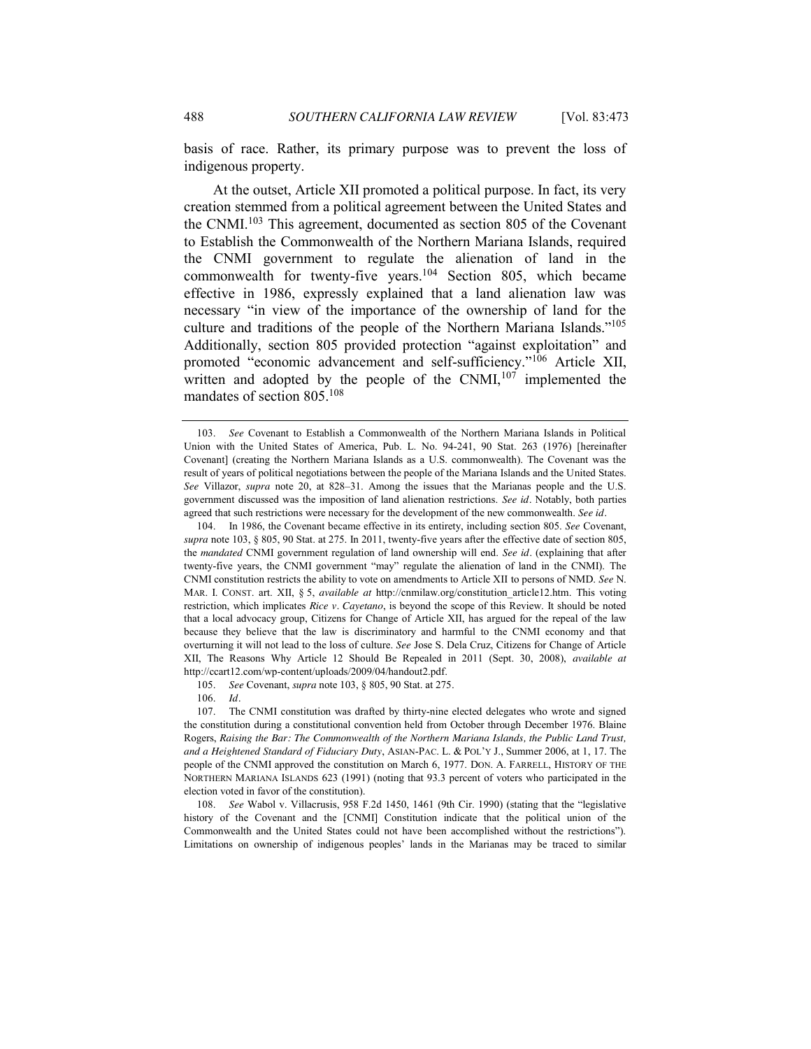basis of race. Rather, its primary purpose was to prevent the loss of indigenous property.

At the outset, Article XII promoted a political purpose. In fact, its very creation stemmed from a political agreement between the United States and the CNMI.[103] This agreement, documented as section 805 of the Covenant to Establish the Commonwealth of the Northern Mariana Islands, required the CNMI government to regulate the alienation of land in the commonwealth for twenty-five years.[104] Section 805, which became effective in 1986, expressly explained that a land alienation law was necessary "in view of the importance of the ownership of land for the culture and traditions of the people of the Northern Mariana Islands."[105] Additionally, section 805 provided protection "against exploitation" and promoted "economic advancement and self-sufficiency."[106] Article XII, written and adopted by the people of the CNMI,[107] implemented the mandates of section 805.[108]

---

103. *See* Covenant to Establish a Commonwealth of the Northern Mariana Islands in Political Union with the United States of America, Pub. L. No. 94-241, 90 Stat. 263 (1976) [hereinafter Covenant] (creating the Northern Mariana Islands as a U.S. commonwealth). The Covenant was the result of years of political negotiations between the people of the Mariana Islands and the United States. *See* Villazor, *supra* note 20, at 828–31. Among the issues that the Marianas people and the U.S. government discussed was the imposition of land alienation restrictions. *See id*. Notably, both parties agreed that such restrictions were necessary for the development of the new commonwealth. *See id*.

104. In 1986, the Covenant became effective in its entirety, including section 805. *See* Covenant, *supra* note 103, § 805, 90 Stat. at 275. In 2011, twenty-five years after the effective date of section 805, the *mandated* CNMI government regulation of land ownership will end. *See id*. (explaining that after twenty-five years, the CNMI government "may" regulate the alienation of land in the CNMI). The CNMI constitution restricts the ability to vote on amendments to Article XII to persons of NMD. *See* N. MAR. I. CONST. art. XII, § 5, *available at* http://cnmilaw.org/constitution_article12.htm. This voting restriction, which implicates *Rice v. Cayetano*, is beyond the scope of this Review. It should be noted that a local advocacy group, Citizens for Change of Article XII, has argued for the repeal of the law because they believe that the law is discriminatory and harmful to the CNMI economy and that overturning it will not lead to the loss of culture. *See* Jose S. Dela Cruz, Citizens for Change of Article XII, The Reasons Why Article 12 Should Be Repealed in 2011 (Sept. 30, 2008), *available at* http://ccart12.com/wp-content/uploads/2009/04/handout2.pdf.

105. *See* Covenant, *supra* note 103, § 805, 90 Stat. at 275.

106. *Id*.

107. The CNMI constitution was drafted by thirty-nine elected delegates who wrote and signed the constitution during a constitutional convention held from October through December 1976. Blaine Rogers, *Raising the Bar: The Commonwealth of the Northern Mariana Islands, the Public Land Trust, and a Heightened Standard of Fiduciary Duty*, ASIAN-PAC. L. & POL'Y J., Summer 2006, at 1, 17. The people of the CNMI approved the constitution on March 6, 1977. DON. A. FARRELL, HISTORY OF THE NORTHERN MARIANA ISLANDS 623 (1991) (noting that 93.3 percent of voters who participated in the election voted in favor of the constitution).

108. *See* Wabol v. Villacrusis, 958 F.2d 1450, 1461 (9th Cir. 1990) (stating that the "legislative history of the Covenant and the [CNMI] Constitution indicate that the political union of the Commonwealth and the United States could not have been accomplished without the restrictions"). Limitations on ownership of indigenous peoples' lands in the Marianas may be traced to similar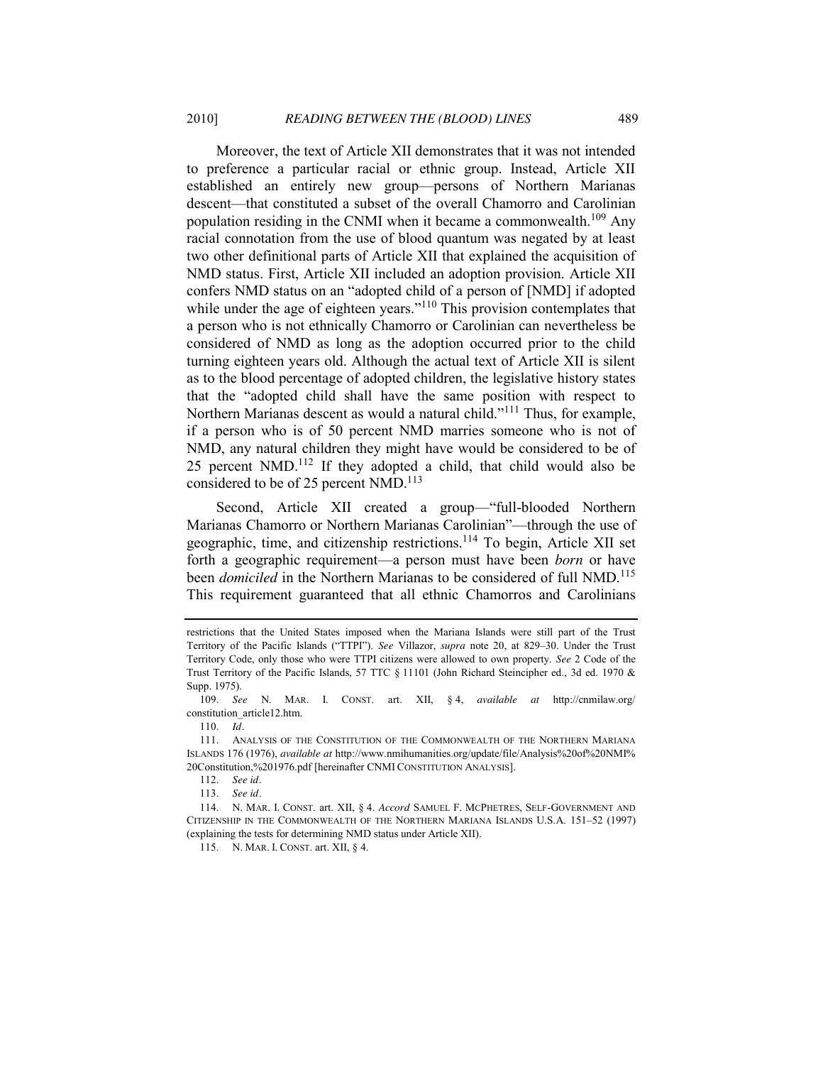Moreover, the text of Article XII demonstrates that it was not intended to preference a particular racial or ethnic group. Instead, Article XII established an entirely new group—persons of Northern Marianas descent—that constituted a subset of the overall Chamorro and Carolinian population residing in the CNMI when it became a commonwealth.[109] Any racial connotation from the use of blood quantum was negated by at least two other definitional parts of Article XII that explained the acquisition of NMD status. First, Article XII included an adoption provision. Article XII confers NMD status on an "adopted child of a person of [NMD] if adopted while under the age of eighteen years."[110] This provision contemplates that a person who is not ethnically Chamorro or Carolinian can nevertheless be considered of NMD as long as the adoption occurred prior to the child turning eighteen years old. Although the actual text of Article XII is silent as to the blood percentage of adopted children, the legislative history states that the "adopted child shall have the same position with respect to Northern Marianas descent as would a natural child."[111] Thus, for example, if a person who is of 50 percent NMD marries someone who is not of NMD, any natural children they might have would be considered to be of 25 percent NMD.[112] If they adopted a child, that child would also be considered to be of 25 percent NMD.[113]

Second, Article XII created a group—"full-blooded Northern Marianas Chamorro or Northern Marianas Carolinian"—through the use of geographic, time, and citizenship restrictions.[114] To begin, Article XII set forth a geographic requirement—a person must have been *born* or have been *domiciled* in the Northern Marianas to be considered of full NMD.[115] This requirement guaranteed that all ethnic Chamorros and Carolinians

---

restrictions that the United States imposed when the Mariana Islands were still part of the Trust Territory of the Pacific Islands ("TTPI"). *See* Villazor, *supra* note 20, at 829–30. Under the Trust Territory Code, only those who were TTPI citizens were allowed to own property. *See* 2 Code of the Trust Territory of the Pacific Islands, 57 TTC § 11101 (John Richard Steincipher ed., 3d ed. 1970 & Supp. 1975).

109. *See* N. MAR. I. CONST. art. XII, § 4, *available at* http://cnmilaw.org/constitution_article12.htm.

110. *Id*.

111. ANALYSIS OF THE CONSTITUTION OF THE COMMONWEALTH OF THE NORTHERN MARIANA ISLANDS 176 (1976), *available at* http://www.nmihumanities.org/update/file/Analysis%20of%20NMI%20Constitution,%201976.pdf [hereinafter CNMI CONSTITUTION ANALYSIS].

112. *See id*.

113. *See id*.

114. N. MAR. I. CONST. art. XII, § 4. *Accord* SAMUEL F. MCPHETRES, SELF-GOVERNMENT AND CITIZENSHIP IN THE COMMONWEALTH OF THE NORTHERN MARIANA ISLANDS U.S.A. 151–52 (1997) (explaining the tests for determining NMD status under Article XII).

115. N. MAR. I. CONST. art. XII, § 4.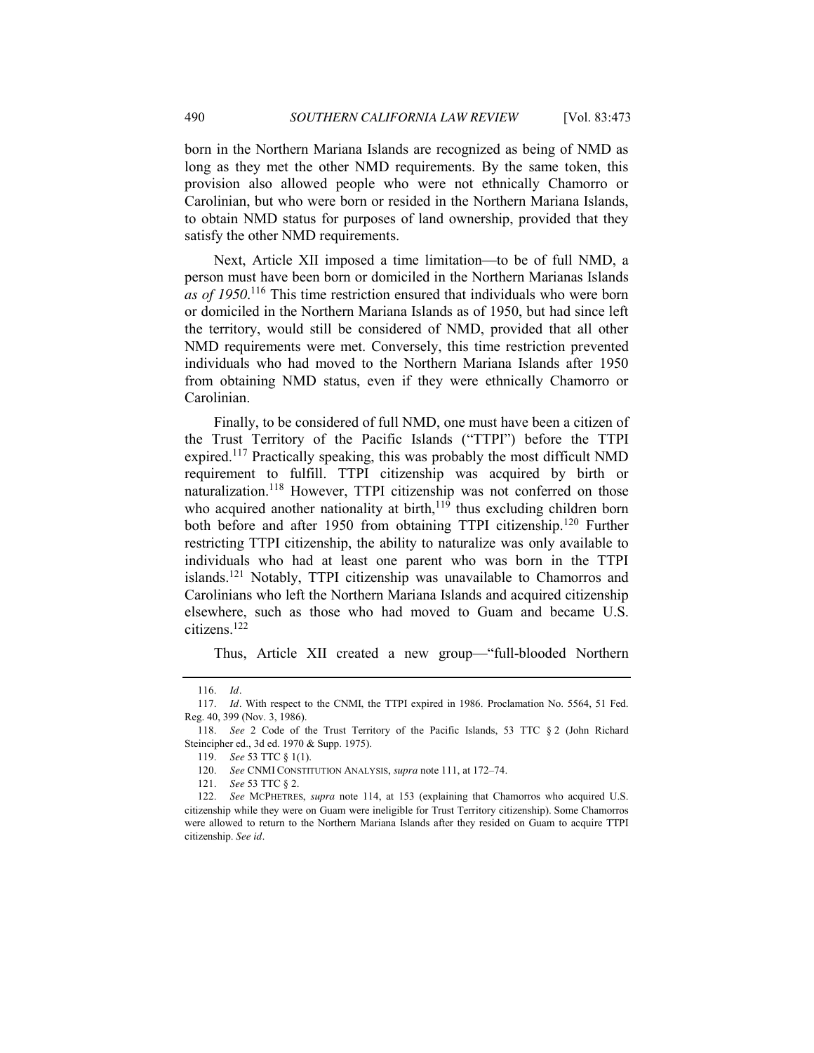born in the Northern Mariana Islands are recognized as being of NMD as long as they met the other NMD requirements. By the same token, this provision also allowed people who were not ethnically Chamorro or Carolinian, but who were born or resided in the Northern Mariana Islands, to obtain NMD status for purposes of land ownership, provided that they satisfy the other NMD requirements.

Next, Article XII imposed a time limitation—to be of full NMD, a person must have been born or domiciled in the Northern Marianas Islands *as of 1950*.[116] This time restriction ensured that individuals who were born or domiciled in the Northern Mariana Islands as of 1950, but had since left the territory, would still be considered of NMD, provided that all other NMD requirements were met. Conversely, this time restriction prevented individuals who had moved to the Northern Mariana Islands after 1950 from obtaining NMD status, even if they were ethnically Chamorro or Carolinian.

Finally, to be considered of full NMD, one must have been a citizen of the Trust Territory of the Pacific Islands ("TTPI") before the TTPI expired.[117] Practically speaking, this was probably the most difficult NMD requirement to fulfill. TTPI citizenship was acquired by birth or naturalization.[118] However, TTPI citizenship was not conferred on those who acquired another nationality at birth,[119] thus excluding children born both before and after 1950 from obtaining TTPI citizenship.[120] Further restricting TTPI citizenship, the ability to naturalize was only available to individuals who had at least one parent who was born in the TTPI islands.[121] Notably, TTPI citizenship was unavailable to Chamorros and Carolinians who left the Northern Mariana Islands and acquired citizenship elsewhere, such as those who had moved to Guam and became U.S. citizens.[122]

Thus, Article XII created a new group—"full-blooded Northern

---

116. *Id*.

117. *Id*. With respect to the CNMI, the TTPI expired in 1986. Proclamation No. 5564, 51 Fed. Reg. 40, 399 (Nov. 3, 1986).

118. *See* 2 Code of the Trust Territory of the Pacific Islands, 53 TTC § 2 (John Richard Steincipher ed., 3d ed. 1970 & Supp. 1975).

119. *See* 53 TTC § 1(1).

120. *See* CNMI CONSTITUTION ANALYSIS, *supra* note 111, at 172–74.

121. *See* 53 TTC § 2.

122. *See* MCPHETRES, *supra* note 114, at 153 (explaining that Chamorros who acquired U.S. citizenship while they were on Guam were ineligible for Trust Territory citizenship). Some Chamorros were allowed to return to the Northern Mariana Islands after they resided on Guam to acquire TTPI citizenship. *See id*.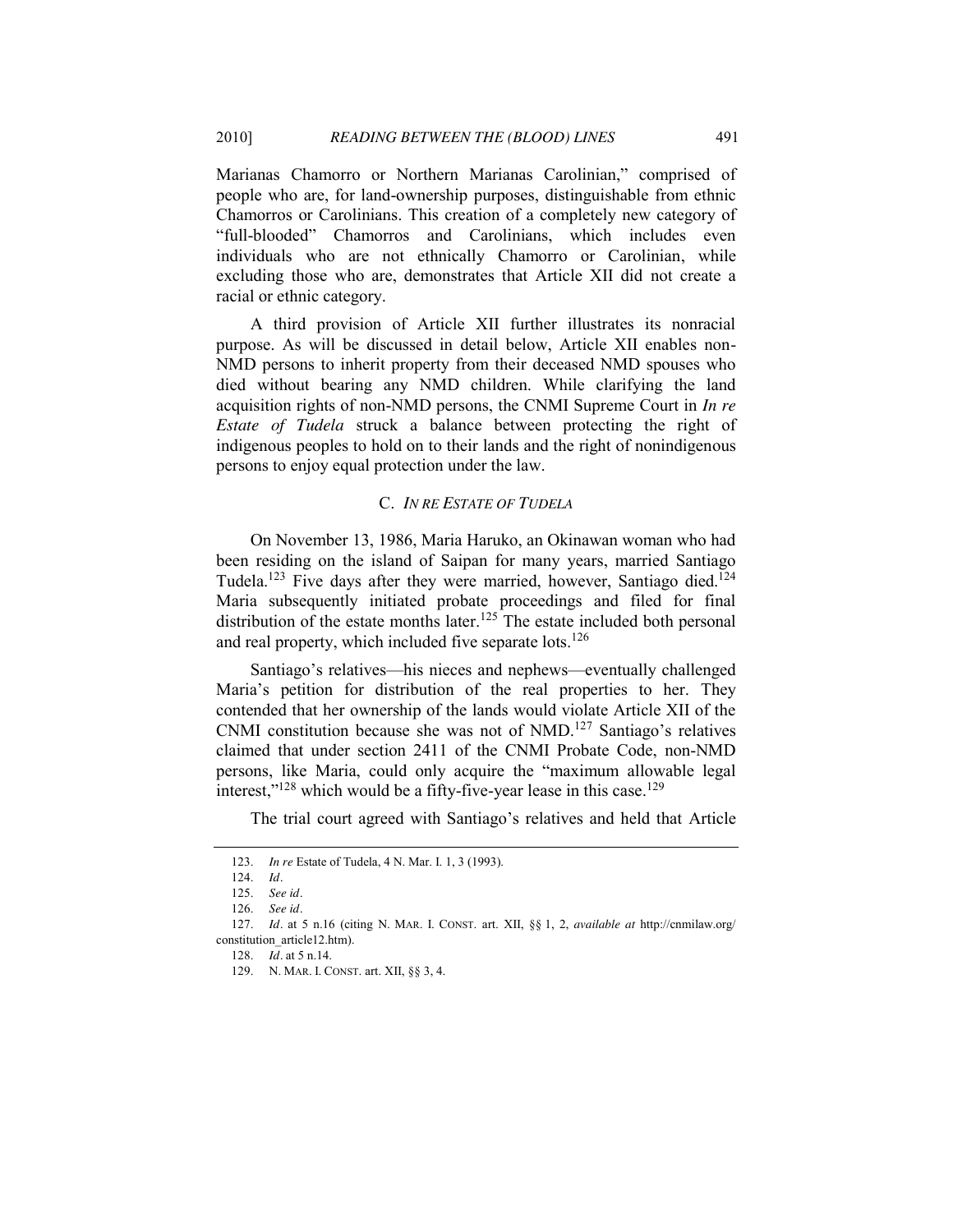Marianas Chamorro or Northern Marianas Carolinian," comprised of people who are, for land-ownership purposes, distinguishable from ethnic Chamorros or Carolinians. This creation of a completely new category of "full-blooded" Chamorros and Carolinians, which includes even individuals who are not ethnically Chamorro or Carolinian, while excluding those who are, demonstrates that Article XII did not create a racial or ethnic category.

A third provision of Article XII further illustrates its nonracial purpose. As will be discussed in detail below, Article XII enables non-NMD persons to inherit property from their deceased NMD spouses who died without bearing any NMD children. While clarifying the land acquisition rights of non-NMD persons, the CNMI Supreme Court in *In re Estate of Tudela* struck a balance between protecting the right of indigenous peoples to hold on to their lands and the right of nonindigenous persons to enjoy equal protection under the law.

### C. *In re Estate of Tudela*

On November 13, 1986, Maria Haruko, an Okinawan woman who had been residing on the island of Saipan for many years, married Santiago Tudela.[123] Five days after they were married, however, Santiago died.[124] Maria subsequently initiated probate proceedings and filed for final distribution of the estate months later.[125] The estate included both personal and real property, which included five separate lots.[126]

Santiago's relatives—his nieces and nephews—eventually challenged Maria's petition for distribution of the real properties to her. They contended that her ownership of the lands would violate Article XII of the CNMI constitution because she was not of NMD.[127] Santiago's relatives claimed that under section 2411 of the CNMI Probate Code, non-NMD persons, like Maria, could only acquire the "maximum allowable legal interest,"[128] which would be a fifty-five-year lease in this case.[129]

The trial court agreed with Santiago's relatives and held that Article

---

123. *In re* Estate of Tudela, 4 N. Mar. I. 1, 3 (1993).

124. *Id*.

125. *See id*.

126. *See id*.

127. *Id*. at 5 n.16 (citing N. MAR. I. CONST. art. XII, §§ 1, 2, *available at* http://cnmilaw.org/constitution_article12.htm).

128. *Id*. at 5 n.14.

129. N. MAR. I. CONST. art. XII, §§ 3, 4.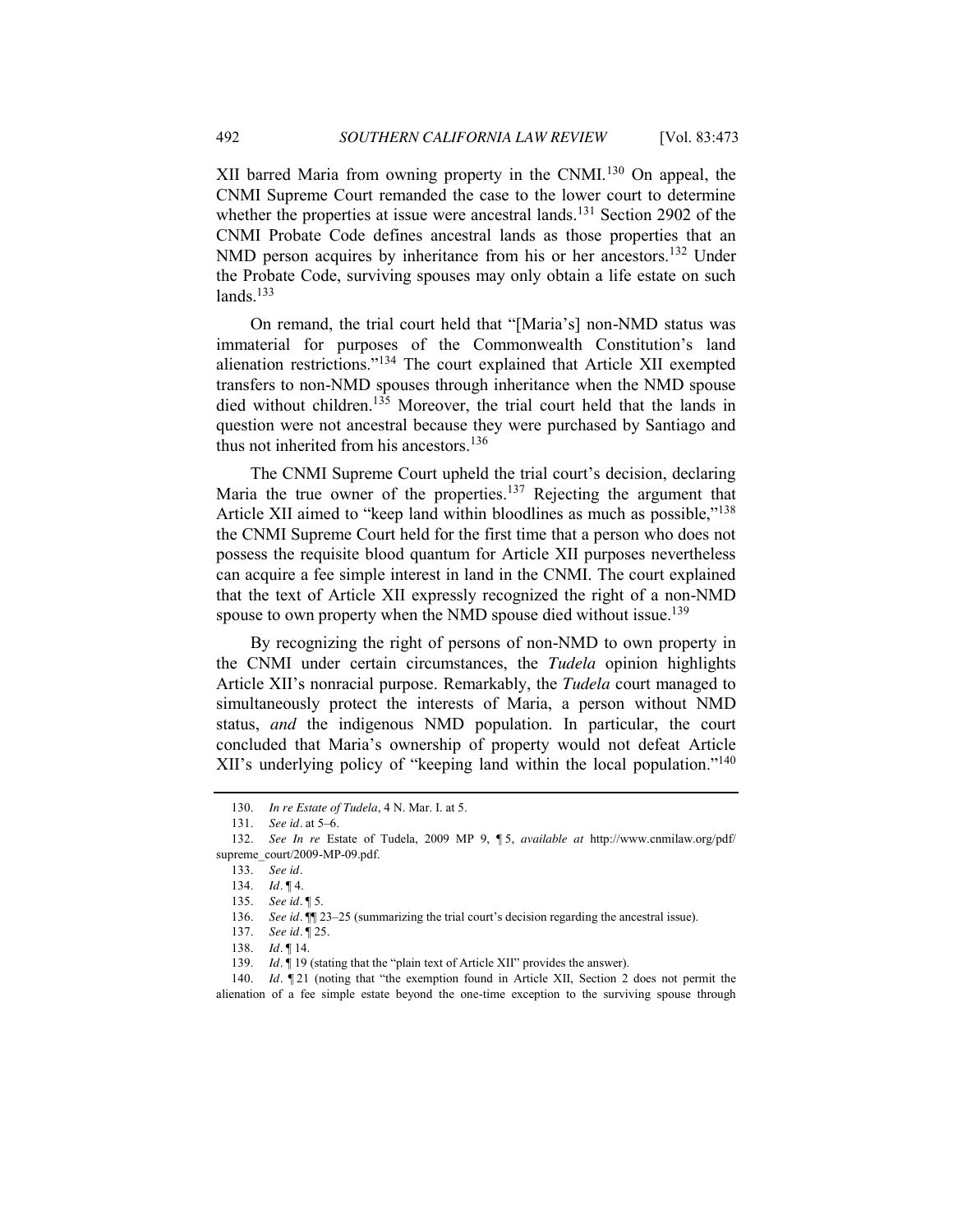XII barred Maria from owning property in the CNMI.[130] On appeal, the CNMI Supreme Court remanded the case to the lower court to determine whether the properties at issue were ancestral lands.[131] Section 2902 of the CNMI Probate Code defines ancestral lands as those properties that an NMD person acquires by inheritance from his or her ancestors.[132] Under the Probate Code, surviving spouses may only obtain a life estate on such lands.[133]

On remand, the trial court held that "[Maria's] non-NMD status was immaterial for purposes of the Commonwealth Constitution's land alienation restrictions."[134] The court explained that Article XII exempted transfers to non-NMD spouses through inheritance when the NMD spouse died without children.[135] Moreover, the trial court held that the lands in question were not ancestral because they were purchased by Santiago and thus not inherited from his ancestors.[136]

The CNMI Supreme Court upheld the trial court's decision, declaring Maria the true owner of the properties.[137] Rejecting the argument that Article XII aimed to "keep land within bloodlines as much as possible,"[138] the CNMI Supreme Court held for the first time that a person who does not possess the requisite blood quantum for Article XII purposes nevertheless can acquire a fee simple interest in land in the CNMI. The court explained that the text of Article XII expressly recognized the right of a non-NMD spouse to own property when the NMD spouse died without issue.[139]

By recognizing the right of persons of non-NMD to own property in the CNMI under certain circumstances, the *Tudela* opinion highlights Article XII's nonracial purpose. Remarkably, the *Tudela* court managed to simultaneously protect the interests of Maria, a person without NMD status, *and* the indigenous NMD population. In particular, the court concluded that Maria's ownership of property would not defeat Article XII's underlying policy of "keeping land within the local population."[140]

---

130. *In re Estate of Tudela*, 4 N. Mar. I. at 5.

131. *See id*. at 5–6.

132. *See In re* Estate of Tudela, 2009 MP 9, ¶ 5, *available at* http://www.cnmilaw.org/pdf/supreme_court/2009-MP-09.pdf.

133. *See id*.

134. *Id*. ¶ 4.

135. *See id*. ¶ 5.

136. *See id*. ¶¶ 23–25 (summarizing the trial court's decision regarding the ancestral issue).

137. *See id*. ¶ 25.

138. *Id*. ¶ 14.

139. *Id*. ¶ 19 (stating that the "plain text of Article XII" provides the answer).

140. *Id*. ¶ 21 (noting that "the exemption found in Article XII, Section 2 does not permit the alienation of a fee simple estate beyond the one-time exception to the surviving spouse through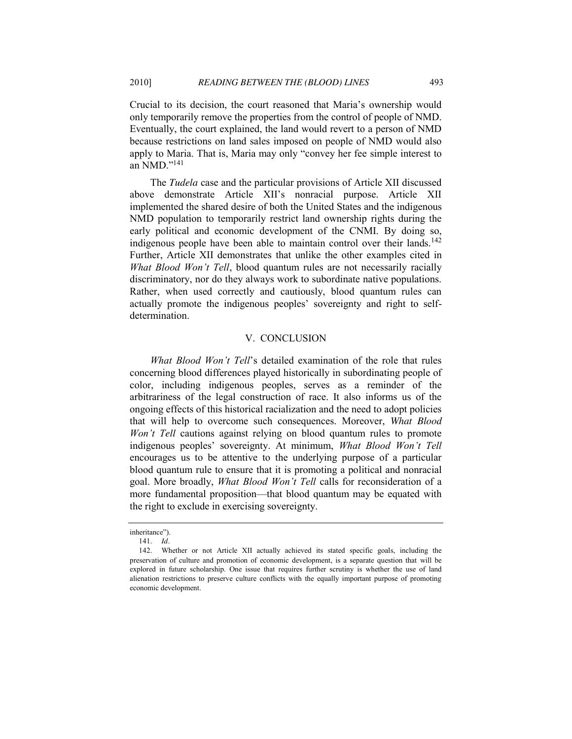Crucial to its decision, the court reasoned that Maria's ownership would only temporarily remove the properties from the control of people of NMD. Eventually, the court explained, the land would revert to a person of NMD because restrictions on land sales imposed on people of NMD would also apply to Maria. That is, Maria may only "convey her fee simple interest to an NMD."[141]

The *Tudela* case and the particular provisions of Article XII discussed above demonstrate Article XII's nonracial purpose. Article XII implemented the shared desire of both the United States and the indigenous NMD population to temporarily restrict land ownership rights during the early political and economic development of the CNMI. By doing so, indigenous people have been able to maintain control over their lands.[142] Further, Article XII demonstrates that unlike the other examples cited in *What Blood Won't Tell*, blood quantum rules are not necessarily racially discriminatory, nor do they always work to subordinate native populations. Rather, when used correctly and cautiously, blood quantum rules can actually promote the indigenous peoples' sovereignty and right to self-determination.

## V. CONCLUSION

*What Blood Won't Tell*'s detailed examination of the role that rules concerning blood differences played historically in subordinating people of color, including indigenous peoples, serves as a reminder of the arbitrariness of the legal construction of race. It also informs us of the ongoing effects of this historical racialization and the need to adopt policies that will help to overcome such consequences. Moreover, *What Blood Won't Tell* cautions against relying on blood quantum rules to promote indigenous peoples' sovereignty. At minimum, *What Blood Won't Tell* encourages us to be attentive to the underlying purpose of a particular blood quantum rule to ensure that it is promoting a political and nonracial goal. More broadly, *What Blood Won't Tell* calls for reconsideration of a more fundamental proposition—that blood quantum may be equated with the right to exclude in exercising sovereignty.

---

inheritance").

141. *Id*.

142. Whether or not Article XII actually achieved its stated specific goals, including the preservation of culture and promotion of economic development, is a separate question that will be explored in future scholarship. One issue that requires further scrutiny is whether the use of land alienation restrictions to preserve culture conflicts with the equally important purpose of promoting economic development.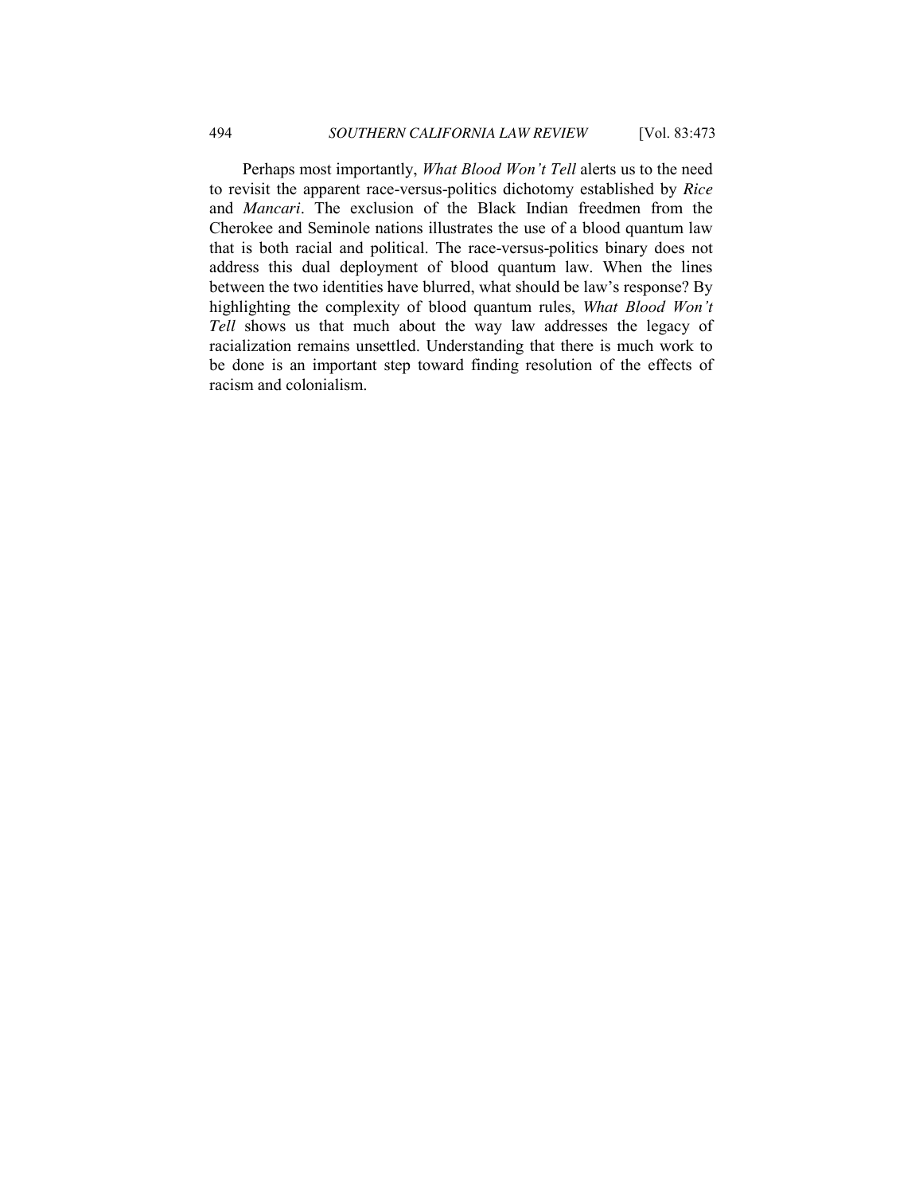Perhaps most importantly, *What Blood Won't Tell* alerts us to the need to revisit the apparent race-versus-politics dichotomy established by *Rice* and *Mancari*. The exclusion of the Black Indian freedmen from the Cherokee and Seminole nations illustrates the use of a blood quantum law that is both racial and political. The race-versus-politics binary does not address this dual deployment of blood quantum law. When the lines between the two identities have blurred, what should be law's response? By highlighting the complexity of blood quantum rules, *What Blood Won't Tell* shows us that much about the way law addresses the legacy of racialization remains unsettled. Understanding that there is much work to be done is an important step toward finding resolution of the effects of racism and colonialism.